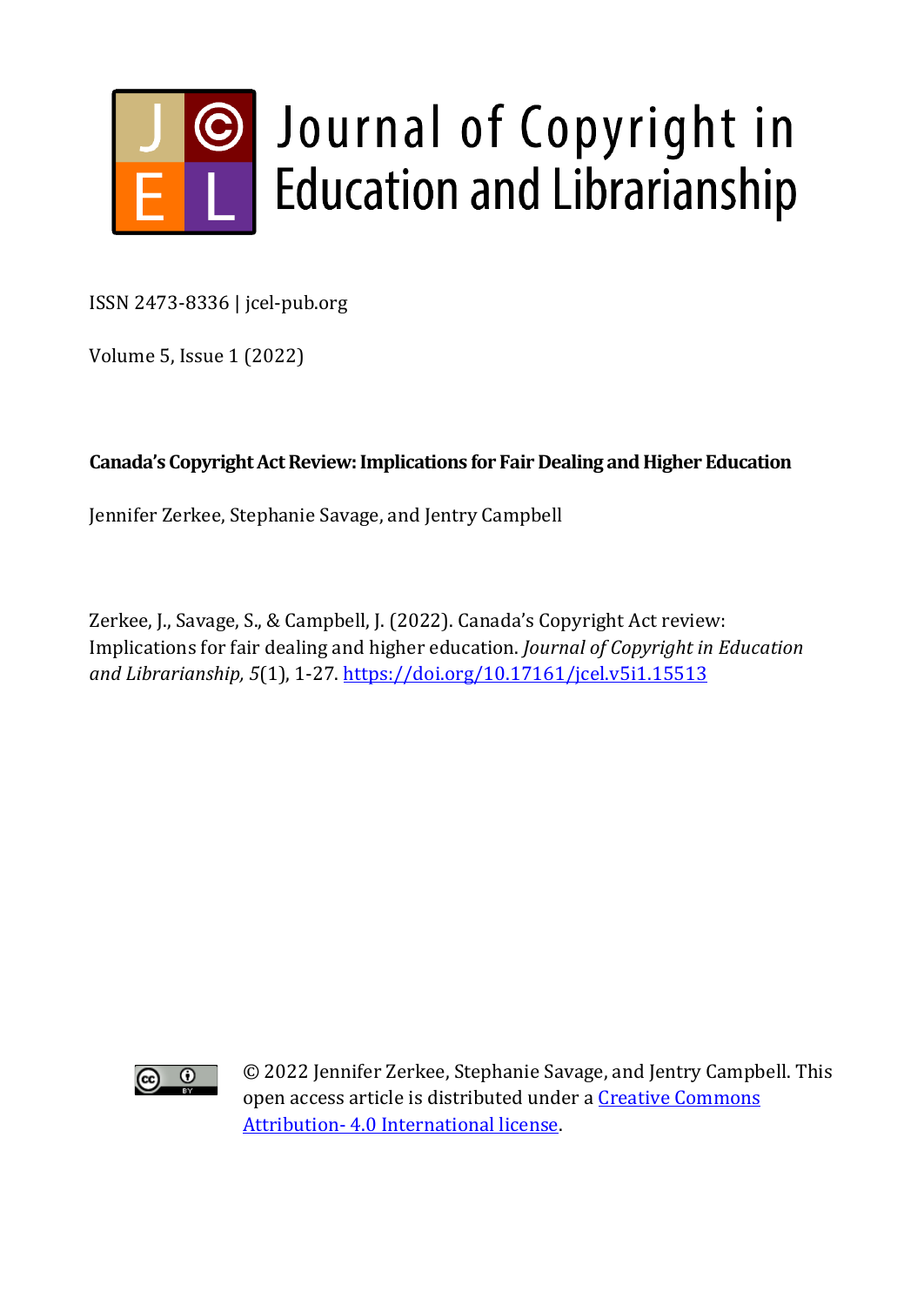# Journal of Copyright in Education and Librarianship

ISSN 2473-8336 | jcel-pub.org

Volume 5, Issue 1 (2022)

**Canada's Copyright Act Review: Implications for Fair Dealing and Higher Education**

Jennifer Zerkee, Stephanie Savage, and Jentry Campbell

Zerkee, J., Savage, S., & Campbell, J. (2022). Canada's Copyright Act review: Implications for fair dealing and higher education. *Journal of Copyright in Education and Librarianship, 5*(1), 1-27. https://doi.org/10.17161/jcel.v5i1.15513

© 2022 Jennifer Zerkee, Stephanie Savage, and Jentry Campbell. This open access article is distributed under a [Creative Commons Attribution- 4.0 International license](https://creativecommons.org/licenses/by/4.0/).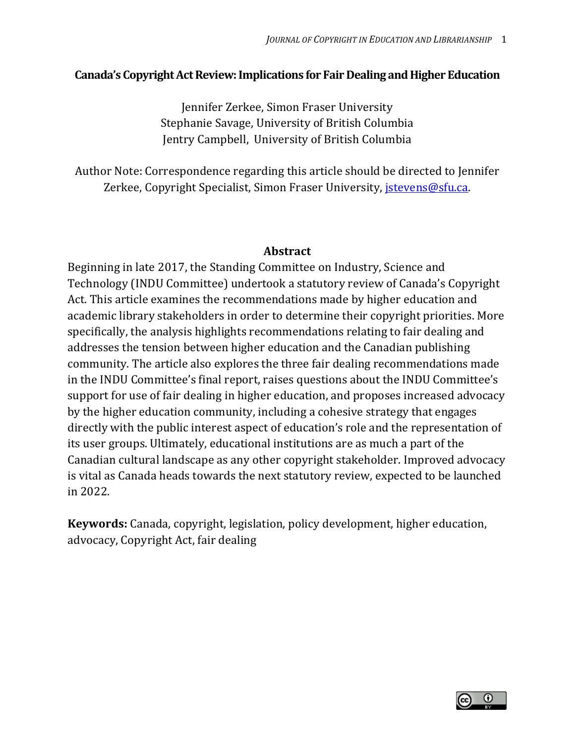# Canada's Copyright Act Review: Implications for Fair Dealing and Higher Education

Jennifer Zerkee, Simon Fraser University
Stephanie Savage, University of British Columbia
Jentry Campbell, University of British Columbia

Author Note: Correspondence regarding this article should be directed to Jennifer Zerkee, Copyright Specialist, Simon Fraser University, jstevens@sfu.ca.

## Abstract

Beginning in late 2017, the Standing Committee on Industry, Science and Technology (INDU Committee) undertook a statutory review of Canada's Copyright Act. This article examines the recommendations made by higher education and academic library stakeholders in order to determine their copyright priorities. More specifically, the analysis highlights recommendations relating to fair dealing and addresses the tension between higher education and the Canadian publishing community. The article also explores the three fair dealing recommendations made in the INDU Committee's final report, raises questions about the INDU Committee's support for use of fair dealing in higher education, and proposes increased advocacy by the higher education community, including a cohesive strategy that engages directly with the public interest aspect of education's role and the representation of its user groups. Ultimately, educational institutions are as much a part of the Canadian cultural landscape as any other copyright stakeholder. Improved advocacy is vital as Canada heads towards the next statutory review, expected to be launched in 2022.

**Keywords:** Canada, copyright, legislation, policy development, higher education, advocacy, Copyright Act, fair dealing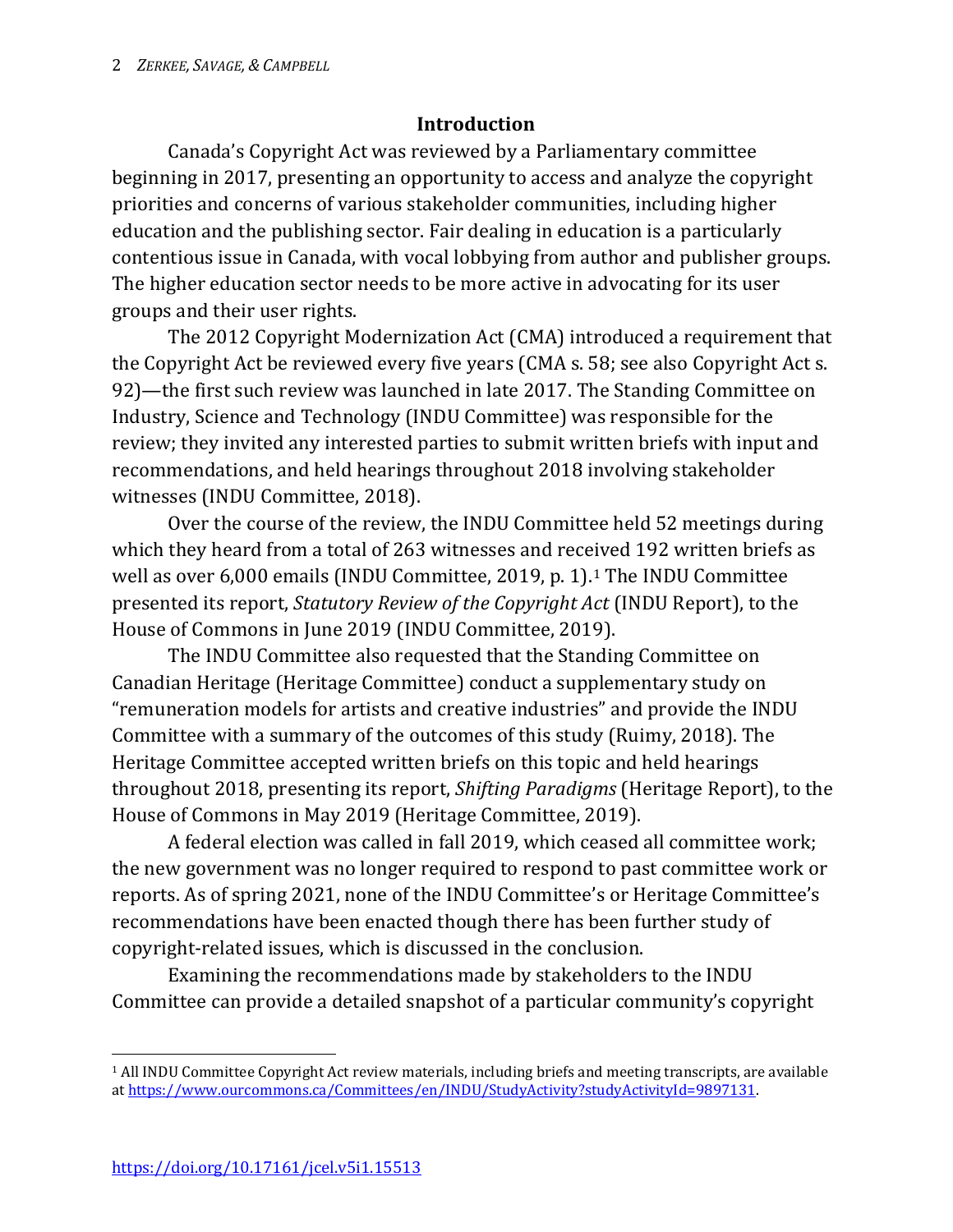## Introduction

Canada's Copyright Act was reviewed by a Parliamentary committee beginning in 2017, presenting an opportunity to access and analyze the copyright priorities and concerns of various stakeholder communities, including higher education and the publishing sector. Fair dealing in education is a particularly contentious issue in Canada, with vocal lobbying from author and publisher groups. The higher education sector needs to be more active in advocating for its user groups and their user rights.

The 2012 Copyright Modernization Act (CMA) introduced a requirement that the Copyright Act be reviewed every five years (CMA s. 58; see also Copyright Act s. 92)—the first such review was launched in late 2017. The Standing Committee on Industry, Science and Technology (INDU Committee) was responsible for the review; they invited any interested parties to submit written briefs with input and recommendations, and held hearings throughout 2018 involving stakeholder witnesses (INDU Committee, 2018).

Over the course of the review, the INDU Committee held 52 meetings during which they heard from a total of 263 witnesses and received 192 written briefs as well as over 6,000 emails (INDU Committee, 2019, p. 1).[1] The INDU Committee presented its report, *Statutory Review of the Copyright Act* (INDU Report), to the House of Commons in June 2019 (INDU Committee, 2019).

The INDU Committee also requested that the Standing Committee on Canadian Heritage (Heritage Committee) conduct a supplementary study on "remuneration models for artists and creative industries" and provide the INDU Committee with a summary of the outcomes of this study (Ruimy, 2018). The Heritage Committee accepted written briefs on this topic and held hearings throughout 2018, presenting its report, *Shifting Paradigms* (Heritage Report), to the House of Commons in May 2019 (Heritage Committee, 2019).

A federal election was called in fall 2019, which ceased all committee work; the new government was no longer required to respond to past committee work or reports. As of spring 2021, none of the INDU Committee's or Heritage Committee's recommendations have been enacted though there has been further study of copyright-related issues, which is discussed in the conclusion.

Examining the recommendations made by stakeholders to the INDU Committee can provide a detailed snapshot of a particular community's copyright

---

[1] All INDU Committee Copyright Act review materials, including briefs and meeting transcripts, are available at https://www.ourcommons.ca/Committees/en/INDU/StudyActivity?studyActivityId=9897131.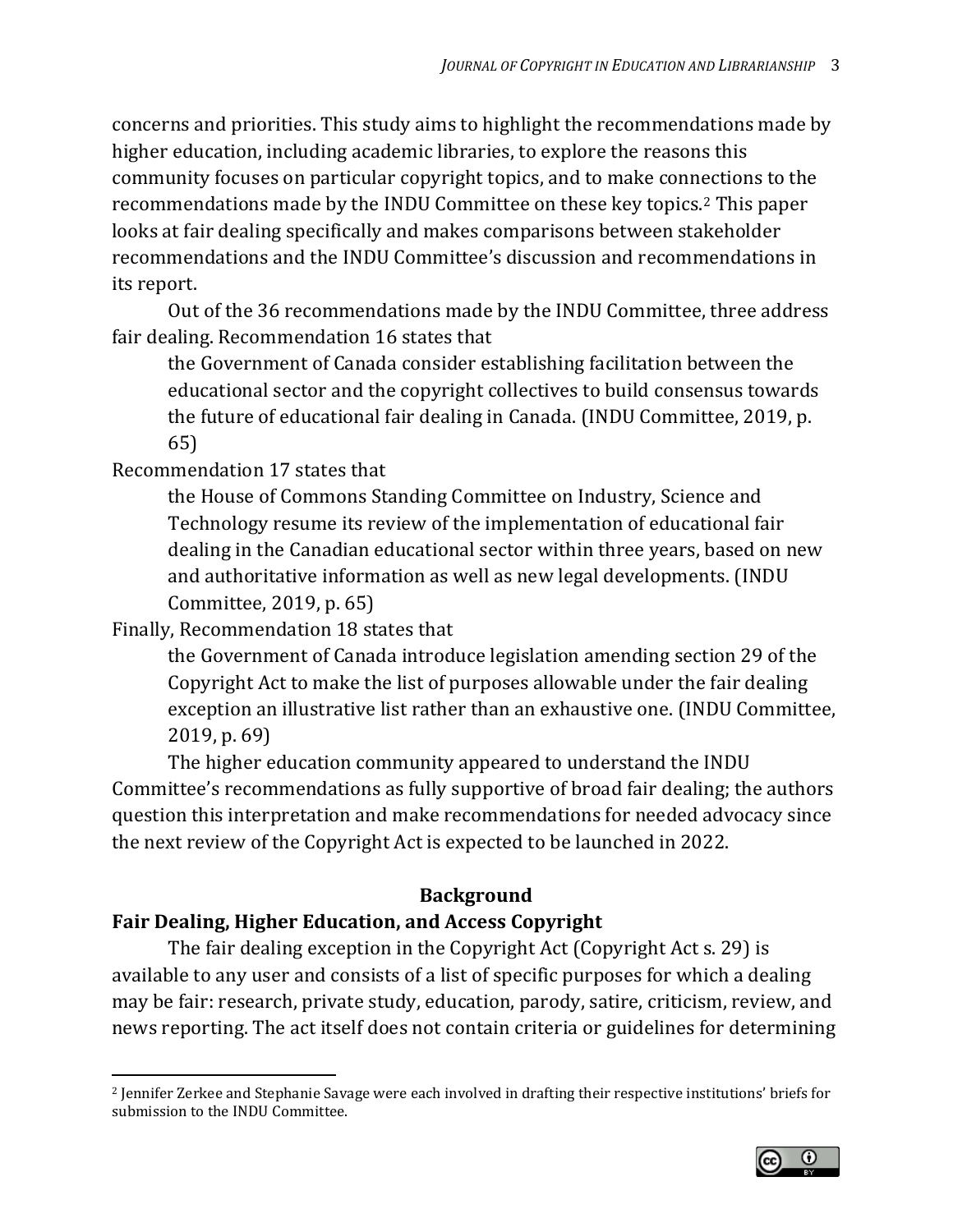concerns and priorities. This study aims to highlight the recommendations made by higher education, including academic libraries, to explore the reasons this community focuses on particular copyright topics, and to make connections to the recommendations made by the INDU Committee on these key topics.[2] This paper looks at fair dealing specifically and makes comparisons between stakeholder recommendations and the INDU Committee's discussion and recommendations in its report.

Out of the 36 recommendations made by the INDU Committee, three address fair dealing. Recommendation 16 states that

> the Government of Canada consider establishing facilitation between the educational sector and the copyright collectives to build consensus towards the future of educational fair dealing in Canada. (INDU Committee, 2019, p. 65)

Recommendation 17 states that

> the House of Commons Standing Committee on Industry, Science and Technology resume its review of the implementation of educational fair dealing in the Canadian educational sector within three years, based on new and authoritative information as well as new legal developments. (INDU Committee, 2019, p. 65)

Finally, Recommendation 18 states that

> the Government of Canada introduce legislation amending section 29 of the Copyright Act to make the list of purposes allowable under the fair dealing exception an illustrative list rather than an exhaustive one. (INDU Committee, 2019, p. 69)

The higher education community appeared to understand the INDU Committee's recommendations as fully supportive of broad fair dealing; the authors question this interpretation and make recommendations for needed advocacy since the next review of the Copyright Act is expected to be launched in 2022.

## Background

### Fair Dealing, Higher Education, and Access Copyright

The fair dealing exception in the Copyright Act (Copyright Act s. 29) is available to any user and consists of a list of specific purposes for which a dealing may be fair: research, private study, education, parody, satire, criticism, review, and news reporting. The act itself does not contain criteria or guidelines for determining

[2] Jennifer Zerkee and Stephanie Savage were each involved in drafting their respective institutions' briefs for submission to the INDU Committee.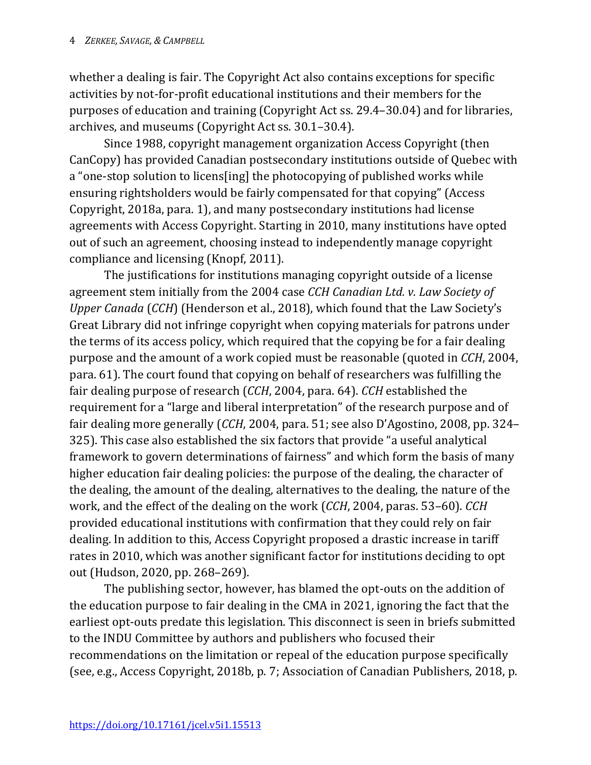whether a dealing is fair. The Copyright Act also contains exceptions for specific activities by not-for-profit educational institutions and their members for the purposes of education and training (Copyright Act ss. 29.4–30.04) and for libraries, archives, and museums (Copyright Act ss. 30.1–30.4).

Since 1988, copyright management organization Access Copyright (then CanCopy) has provided Canadian postsecondary institutions outside of Quebec with a "one-stop solution to licens[ing] the photocopying of published works while ensuring rightsholders would be fairly compensated for that copying" (Access Copyright, 2018a, para. 1), and many postsecondary institutions had license agreements with Access Copyright. Starting in 2010, many institutions have opted out of such an agreement, choosing instead to independently manage copyright compliance and licensing (Knopf, 2011).

The justifications for institutions managing copyright outside of a license agreement stem initially from the 2004 case *CCH Canadian Ltd. v. Law Society of Upper Canada* (*CCH*) (Henderson et al., 2018), which found that the Law Society's Great Library did not infringe copyright when copying materials for patrons under the terms of its access policy, which required that the copying be for a fair dealing purpose and the amount of a work copied must be reasonable (quoted in *CCH*, 2004, para. 61). The court found that copying on behalf of researchers was fulfilling the fair dealing purpose of research (*CCH*, 2004, para. 64). *CCH* established the requirement for a "large and liberal interpretation" of the research purpose and of fair dealing more generally (*CCH*, 2004, para. 51; see also D'Agostino, 2008, pp. 324–325). This case also established the six factors that provide "a useful analytical framework to govern determinations of fairness" and which form the basis of many higher education fair dealing policies: the purpose of the dealing, the character of the dealing, the amount of the dealing, alternatives to the dealing, the nature of the work, and the effect of the dealing on the work (*CCH*, 2004, paras. 53–60). *CCH* provided educational institutions with confirmation that they could rely on fair dealing. In addition to this, Access Copyright proposed a drastic increase in tariff rates in 2010, which was another significant factor for institutions deciding to opt out (Hudson, 2020, pp. 268–269).

The publishing sector, however, has blamed the opt-outs on the addition of the education purpose to fair dealing in the CMA in 2021, ignoring the fact that the earliest opt-outs predate this legislation. This disconnect is seen in briefs submitted to the INDU Committee by authors and publishers who focused their recommendations on the limitation or repeal of the education purpose specifically (see, e.g., Access Copyright, 2018b, p. 7; Association of Canadian Publishers, 2018, p.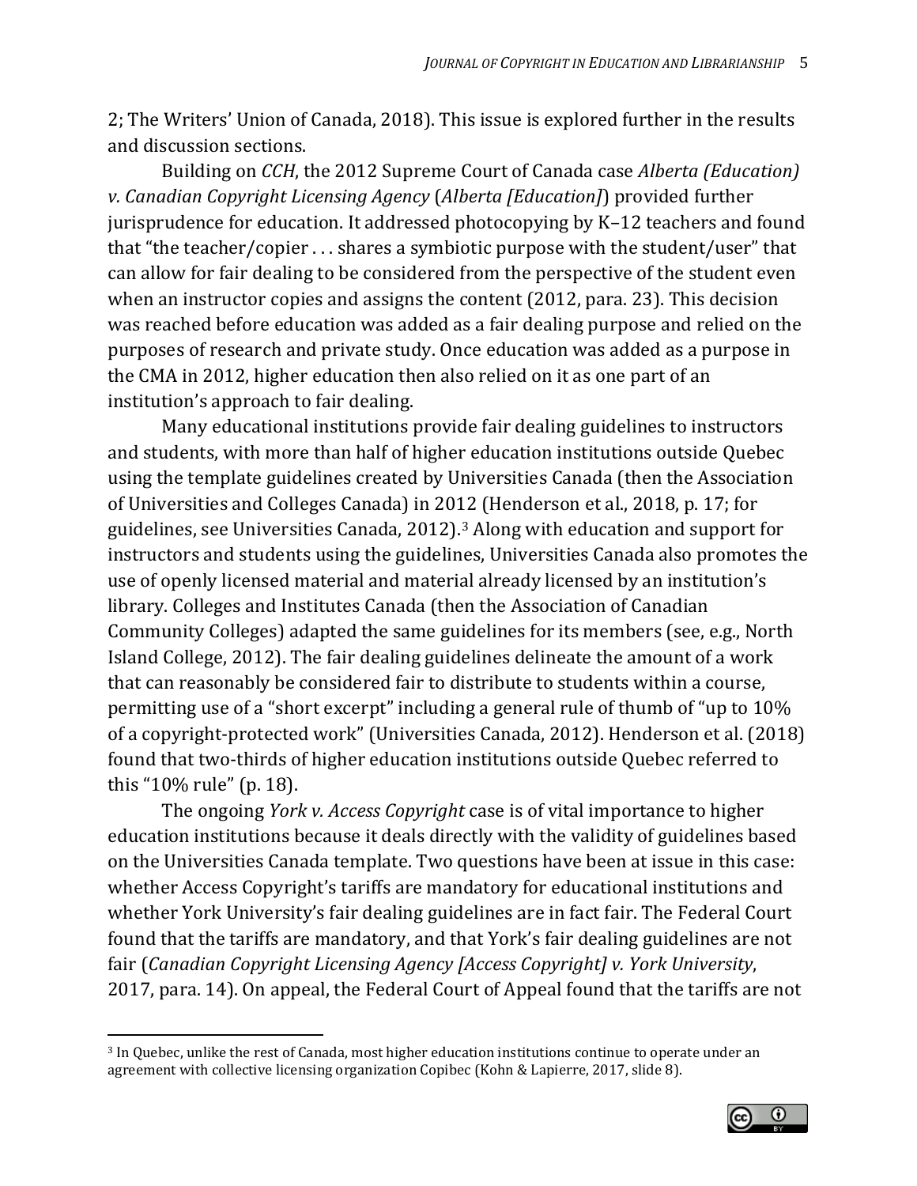2; The Writers' Union of Canada, 2018). This issue is explored further in the results and discussion sections.

Building on *CCH*, the 2012 Supreme Court of Canada case *Alberta (Education) v. Canadian Copyright Licensing Agency* (*Alberta [Education]*) provided further jurisprudence for education. It addressed photocopying by K–12 teachers and found that "the teacher/copier . . . shares a symbiotic purpose with the student/user" that can allow for fair dealing to be considered from the perspective of the student even when an instructor copies and assigns the content (2012, para. 23). This decision was reached before education was added as a fair dealing purpose and relied on the purposes of research and private study. Once education was added as a purpose in the CMA in 2012, higher education then also relied on it as one part of an institution's approach to fair dealing.

Many educational institutions provide fair dealing guidelines to instructors and students, with more than half of higher education institutions outside Quebec using the template guidelines created by Universities Canada (then the Association of Universities and Colleges Canada) in 2012 (Henderson et al., 2018, p. 17; for guidelines, see Universities Canada, 2012).[3] Along with education and support for instructors and students using the guidelines, Universities Canada also promotes the use of openly licensed material and material already licensed by an institution's library. Colleges and Institutes Canada (then the Association of Canadian Community Colleges) adapted the same guidelines for its members (see, e.g., North Island College, 2012). The fair dealing guidelines delineate the amount of a work that can reasonably be considered fair to distribute to students within a course, permitting use of a "short excerpt" including a general rule of thumb of "up to 10% of a copyright-protected work" (Universities Canada, 2012). Henderson et al. (2018) found that two-thirds of higher education institutions outside Quebec referred to this "10% rule" (p. 18).

The ongoing *York v. Access Copyright* case is of vital importance to higher education institutions because it deals directly with the validity of guidelines based on the Universities Canada template. Two questions have been at issue in this case: whether Access Copyright's tariffs are mandatory for educational institutions and whether York University's fair dealing guidelines are in fact fair. The Federal Court found that the tariffs are mandatory, and that York's fair dealing guidelines are not fair (*Canadian Copyright Licensing Agency [Access Copyright] v. York University*, 2017, para. 14). On appeal, the Federal Court of Appeal found that the tariffs are not

[3] In Quebec, unlike the rest of Canada, most higher education institutions continue to operate under an agreement with collective licensing organization Copibec (Kohn & Lapierre, 2017, slide 8).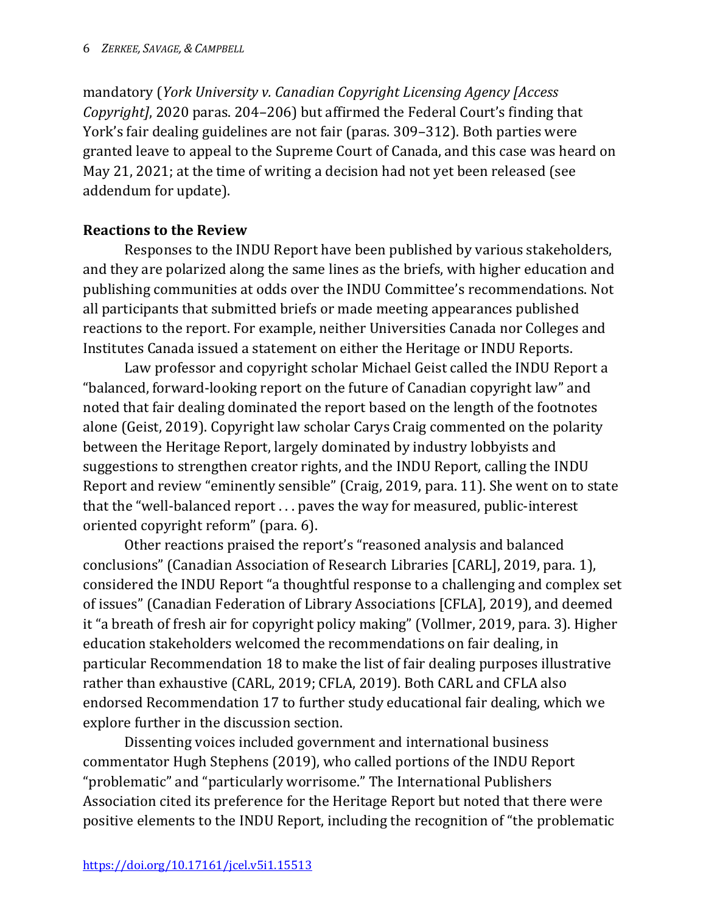mandatory (*York University v. Canadian Copyright Licensing Agency [Access Copyright]*, 2020 paras. 204–206) but affirmed the Federal Court's finding that York's fair dealing guidelines are not fair (paras. 309–312). Both parties were granted leave to appeal to the Supreme Court of Canada, and this case was heard on May 21, 2021; at the time of writing a decision had not yet been released (see addendum for update).

**Reactions to the Review**

Responses to the INDU Report have been published by various stakeholders, and they are polarized along the same lines as the briefs, with higher education and publishing communities at odds over the INDU Committee's recommendations. Not all participants that submitted briefs or made meeting appearances published reactions to the report. For example, neither Universities Canada nor Colleges and Institutes Canada issued a statement on either the Heritage or INDU Reports.

Law professor and copyright scholar Michael Geist called the INDU Report a "balanced, forward-looking report on the future of Canadian copyright law" and noted that fair dealing dominated the report based on the length of the footnotes alone (Geist, 2019). Copyright law scholar Carys Craig commented on the polarity between the Heritage Report, largely dominated by industry lobbyists and suggestions to strengthen creator rights, and the INDU Report, calling the INDU Report and review "eminently sensible" (Craig, 2019, para. 11). She went on to state that the "well-balanced report . . . paves the way for measured, public-interest oriented copyright reform" (para. 6).

Other reactions praised the report's "reasoned analysis and balanced conclusions" (Canadian Association of Research Libraries [CARL], 2019, para. 1), considered the INDU Report "a thoughtful response to a challenging and complex set of issues" (Canadian Federation of Library Associations [CFLA], 2019), and deemed it "a breath of fresh air for copyright policy making" (Vollmer, 2019, para. 3). Higher education stakeholders welcomed the recommendations on fair dealing, in particular Recommendation 18 to make the list of fair dealing purposes illustrative rather than exhaustive (CARL, 2019; CFLA, 2019). Both CARL and CFLA also endorsed Recommendation 17 to further study educational fair dealing, which we explore further in the discussion section.

Dissenting voices included government and international business commentator Hugh Stephens (2019), who called portions of the INDU Report "problematic" and "particularly worrisome." The International Publishers Association cited its preference for the Heritage Report but noted that there were positive elements to the INDU Report, including the recognition of "the problematic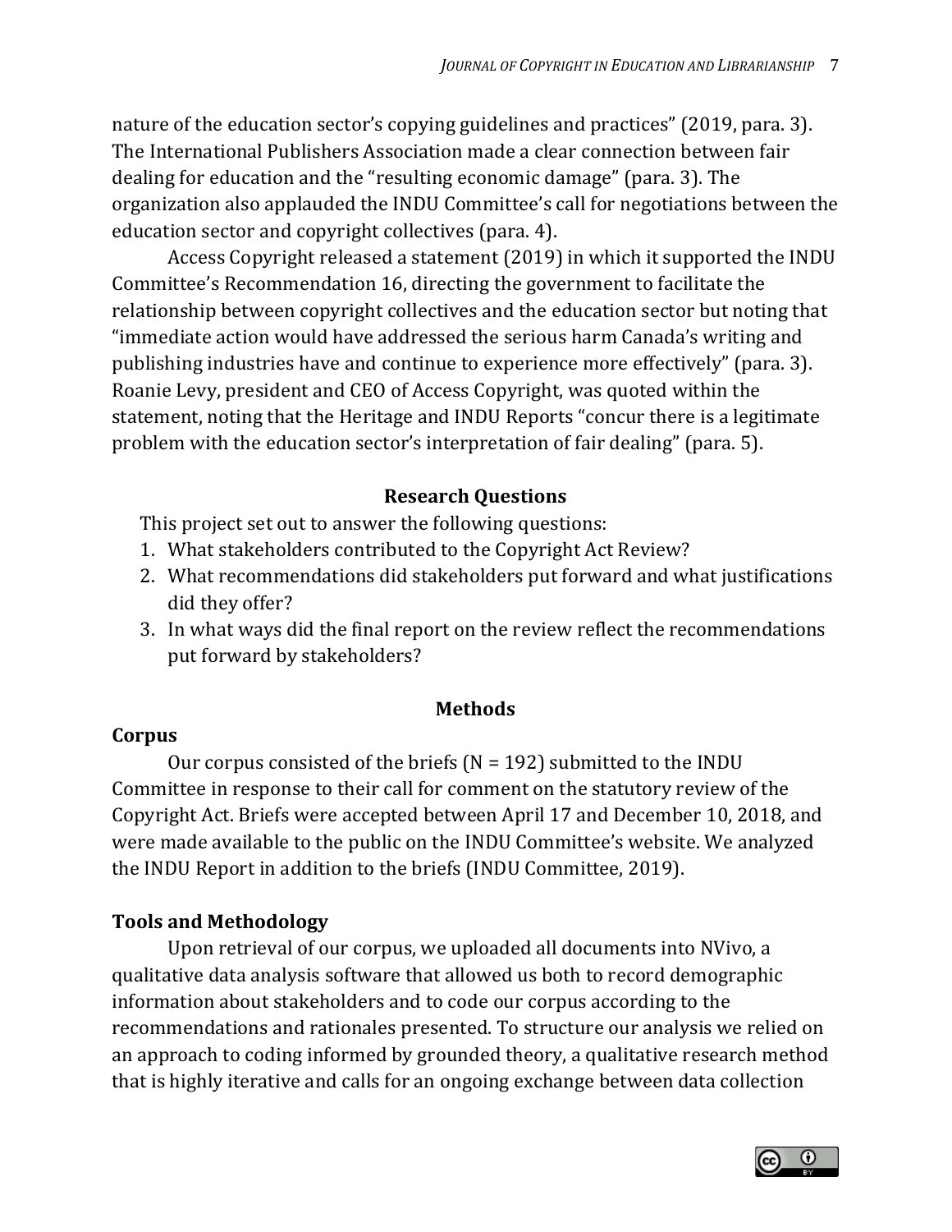nature of the education sector's copying guidelines and practices" (2019, para. 3). The International Publishers Association made a clear connection between fair dealing for education and the "resulting economic damage" (para. 3). The organization also applauded the INDU Committee's call for negotiations between the education sector and copyright collectives (para. 4).

Access Copyright released a statement (2019) in which it supported the INDU Committee's Recommendation 16, directing the government to facilitate the relationship between copyright collectives and the education sector but noting that "immediate action would have addressed the serious harm Canada's writing and publishing industries have and continue to experience more effectively" (para. 3). Roanie Levy, president and CEO of Access Copyright, was quoted within the statement, noting that the Heritage and INDU Reports "concur there is a legitimate problem with the education sector's interpretation of fair dealing" (para. 5).

## Research Questions

This project set out to answer the following questions:

1. What stakeholders contributed to the Copyright Act Review?
2. What recommendations did stakeholders put forward and what justifications did they offer?
3. In what ways did the final report on the review reflect the recommendations put forward by stakeholders?

## Methods

### Corpus

Our corpus consisted of the briefs (N = 192) submitted to the INDU Committee in response to their call for comment on the statutory review of the Copyright Act. Briefs were accepted between April 17 and December 10, 2018, and were made available to the public on the INDU Committee's website. We analyzed the INDU Report in addition to the briefs (INDU Committee, 2019).

### Tools and Methodology

Upon retrieval of our corpus, we uploaded all documents into NVivo, a qualitative data analysis software that allowed us both to record demographic information about stakeholders and to code our corpus according to the recommendations and rationales presented. To structure our analysis we relied on an approach to coding informed by grounded theory, a qualitative research method that is highly iterative and calls for an ongoing exchange between data collection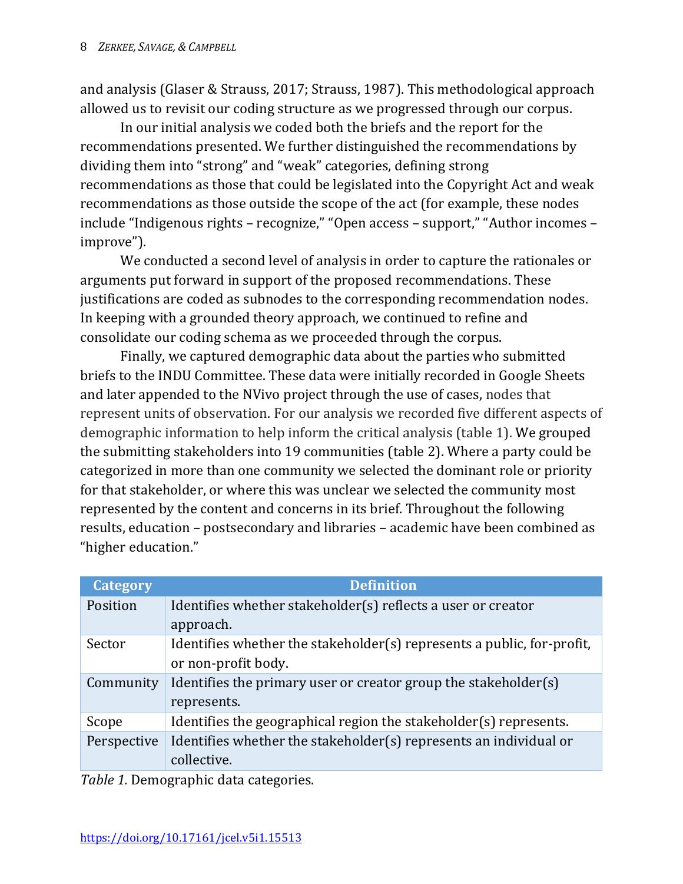and analysis (Glaser & Strauss, 2017; Strauss, 1987). This methodological approach allowed us to revisit our coding structure as we progressed through our corpus.

In our initial analysis we coded both the briefs and the report for the recommendations presented. We further distinguished the recommendations by dividing them into "strong" and "weak" categories, defining strong recommendations as those that could be legislated into the Copyright Act and weak recommendations as those outside the scope of the act (for example, these nodes include "Indigenous rights – recognize," "Open access – support," "Author incomes – improve").

We conducted a second level of analysis in order to capture the rationales or arguments put forward in support of the proposed recommendations. These justifications are coded as subnodes to the corresponding recommendation nodes. In keeping with a grounded theory approach, we continued to refine and consolidate our coding schema as we proceeded through the corpus.

Finally, we captured demographic data about the parties who submitted briefs to the INDU Committee. These data were initially recorded in Google Sheets and later appended to the NVivo project through the use of cases, nodes that represent units of observation. For our analysis we recorded five different aspects of demographic information to help inform the critical analysis (table 1). We grouped the submitting stakeholders into 19 communities (table 2). Where a party could be categorized in more than one community we selected the dominant role or priority for that stakeholder, or where this was unclear we selected the community most represented by the content and concerns in its brief. Throughout the following results, education – postsecondary and libraries – academic have been combined as "higher education."

| Category | Definition |
|---|---|
| Position | Identifies whether stakeholder(s) reflects a user or creator approach. |
| Sector | Identifies whether the stakeholder(s) represents a public, for-profit, or non-profit body. |
| Community | Identifies the primary user or creator group the stakeholder(s) represents. |
| Scope | Identifies the geographical region the stakeholder(s) represents. |
| Perspective | Identifies whether the stakeholder(s) represents an individual or collective. |

*Table 1.* Demographic data categories.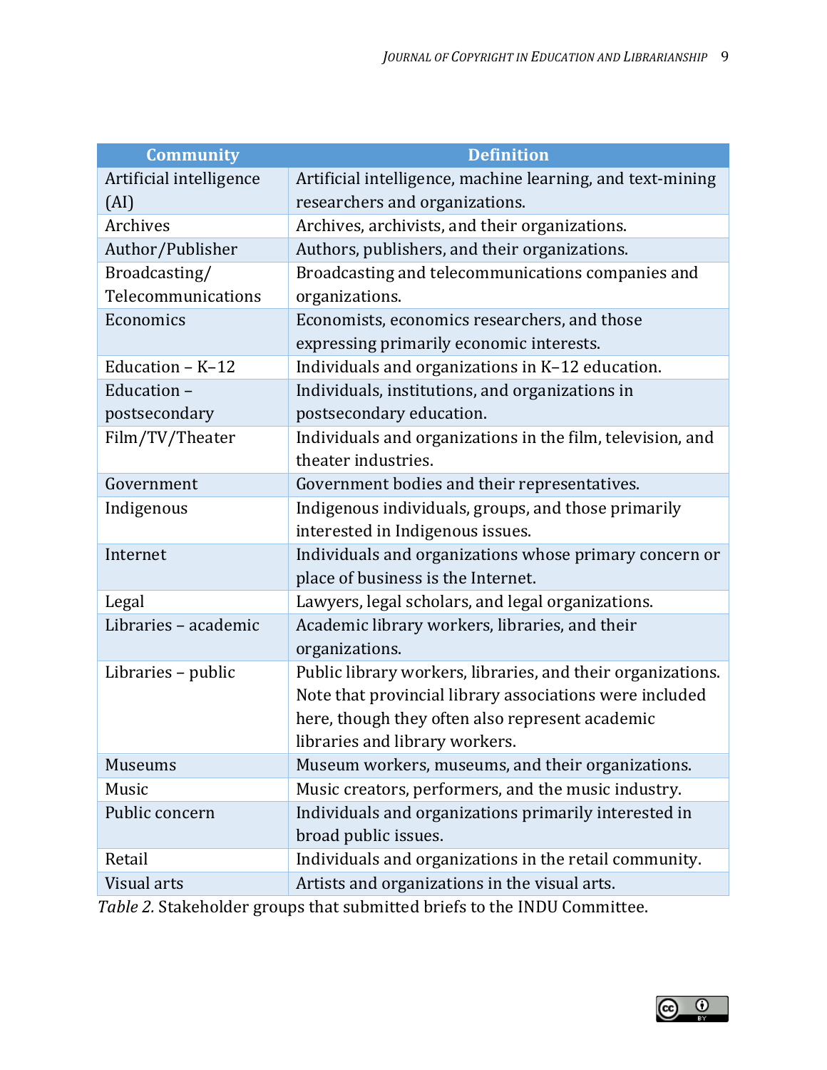| Community | Definition |
|---|---|
| Artificial intelligence (AI) | Artificial intelligence, machine learning, and text-mining researchers and organizations. |
| Archives | Archives, archivists, and their organizations. |
| Author/Publisher | Authors, publishers, and their organizations. |
| Broadcasting/Telecommunications | Broadcasting and telecommunications companies and organizations. |
| Economics | Economists, economics researchers, and those expressing primarily economic interests. |
| Education – K–12 | Individuals and organizations in K–12 education. |
| Education – postsecondary | Individuals, institutions, and organizations in postsecondary education. |
| Film/TV/Theater | Individuals and organizations in the film, television, and theater industries. |
| Government | Government bodies and their representatives. |
| Indigenous | Indigenous individuals, groups, and those primarily interested in Indigenous issues. |
| Internet | Individuals and organizations whose primary concern or place of business is the Internet. |
| Legal | Lawyers, legal scholars, and legal organizations. |
| Libraries – academic | Academic library workers, libraries, and their organizations. |
| Libraries – public | Public library workers, libraries, and their organizations. Note that provincial library associations were included here, though they often also represent academic libraries and library workers. |
| Museums | Museum workers, museums, and their organizations. |
| Music | Music creators, performers, and the music industry. |
| Public concern | Individuals and organizations primarily interested in broad public issues. |
| Retail | Individuals and organizations in the retail community. |
| Visual arts | Artists and organizations in the visual arts. |

*Table 2.* Stakeholder groups that submitted briefs to the INDU Committee.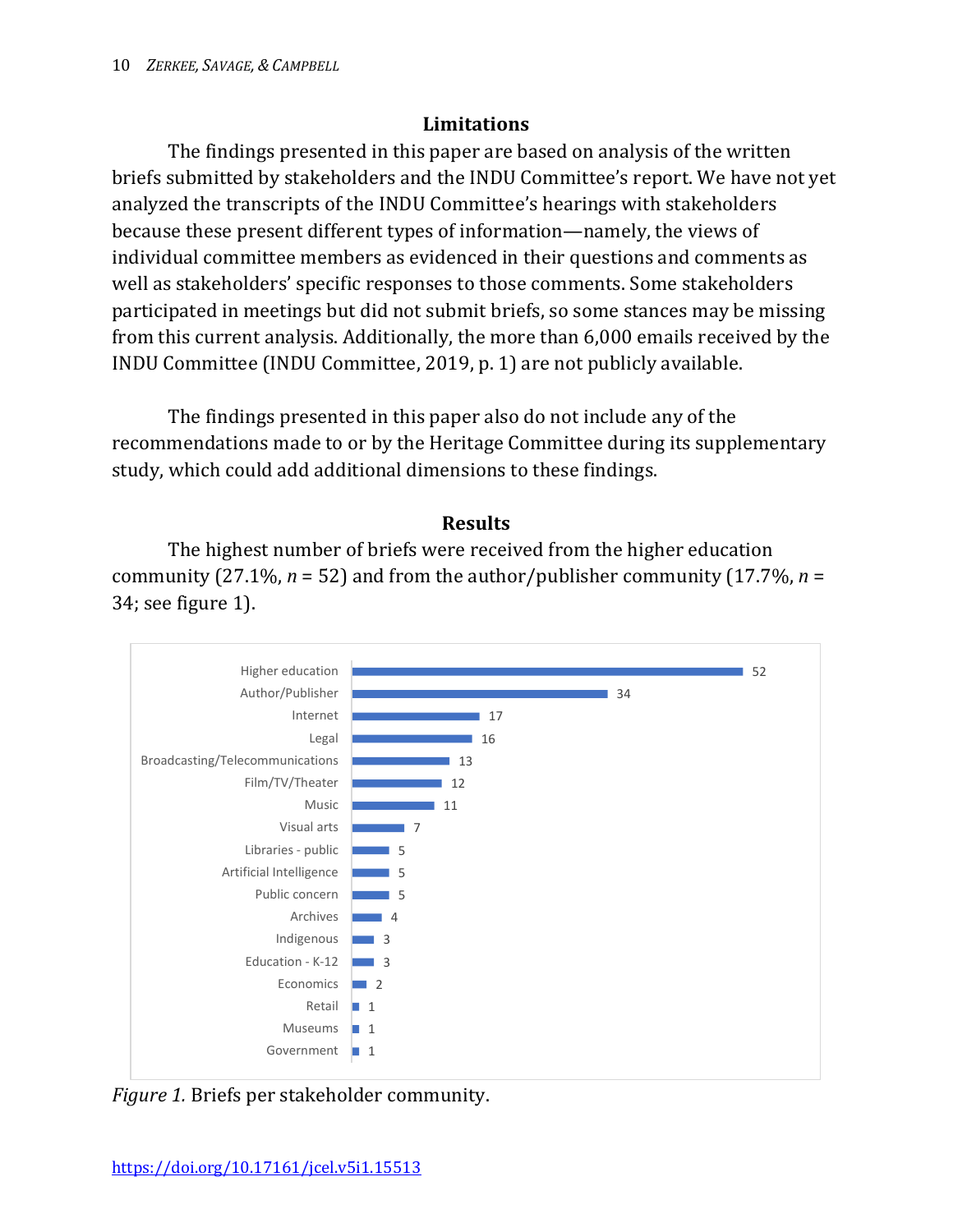## Limitations

The findings presented in this paper are based on analysis of the written briefs submitted by stakeholders and the INDU Committee's report. We have not yet analyzed the transcripts of the INDU Committee's hearings with stakeholders because these present different types of information—namely, the views of individual committee members as evidenced in their questions and comments as well as stakeholders' specific responses to those comments. Some stakeholders participated in meetings but did not submit briefs, so some stances may be missing from this current analysis. Additionally, the more than 6,000 emails received by the INDU Committee (INDU Committee, 2019, p. 1) are not publicly available.

The findings presented in this paper also do not include any of the recommendations made to or by the Heritage Committee during its supplementary study, which could add additional dimensions to these findings.

## Results

The highest number of briefs were received from the higher education community (27.1%, *n* = 52) and from the author/publisher community (17.7%, *n* = 34; see figure 1).

| Stakeholder community | Briefs |
|---|---|
| Higher education | 52 |
| Author/Publisher | 34 |
| Internet | 17 |
| Legal | 16 |
| Broadcasting/Telecommunications | 13 |
| Film/TV/Theater | 12 |
| Music | 11 |
| Visual arts | 7 |
| Libraries - public | 5 |
| Artificial Intelligence | 5 |
| Public concern | 5 |
| Archives | 4 |
| Indigenous | 3 |
| Education - K-12 | 3 |
| Economics | 2 |
| Retail | 1 |
| Museums | 1 |
| Government | 1 |

*Figure 1.* Briefs per stakeholder community.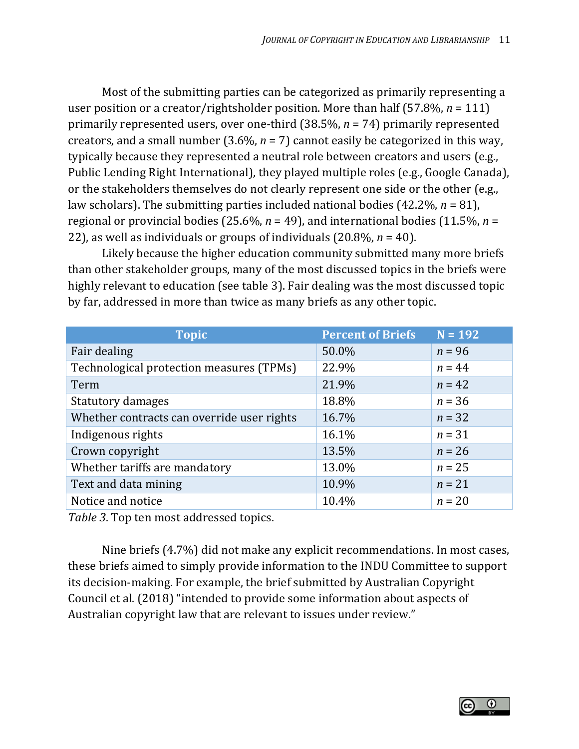Most of the submitting parties can be categorized as primarily representing a user position or a creator/rightsholder position. More than half (57.8%, *n* = 111) primarily represented users, over one-third (38.5%, *n* = 74) primarily represented creators, and a small number (3.6%, *n* = 7) cannot easily be categorized in this way, typically because they represented a neutral role between creators and users (e.g., Public Lending Right International), they played multiple roles (e.g., Google Canada), or the stakeholders themselves do not clearly represent one side or the other (e.g., law scholars). The submitting parties included national bodies (42.2%, *n* = 81), regional or provincial bodies (25.6%, *n* = 49), and international bodies (11.5%, *n* = 22), as well as individuals or groups of individuals (20.8%, *n* = 40).

Likely because the higher education community submitted many more briefs than other stakeholder groups, many of the most discussed topics in the briefs were highly relevant to education (see table 3). Fair dealing was the most discussed topic by far, addressed in more than twice as many briefs as any other topic.

| Topic | Percent of Briefs | N = 192 |
|---|---|---|
| Fair dealing | 50.0% | *n* = 96 |
| Technological protection measures (TPMs) | 22.9% | *n* = 44 |
| Term | 21.9% | *n* = 42 |
| Statutory damages | 18.8% | *n* = 36 |
| Whether contracts can override user rights | 16.7% | *n* = 32 |
| Indigenous rights | 16.1% | *n* = 31 |
| Crown copyright | 13.5% | *n* = 26 |
| Whether tariffs are mandatory | 13.0% | *n* = 25 |
| Text and data mining | 10.9% | *n* = 21 |
| Notice and notice | 10.4% | *n* = 20 |

*Table 3*. Top ten most addressed topics.

Nine briefs (4.7%) did not make any explicit recommendations. In most cases, these briefs aimed to simply provide information to the INDU Committee to support its decision-making. For example, the brief submitted by Australian Copyright Council et al. (2018) "intended to provide some information about aspects of Australian copyright law that are relevant to issues under review."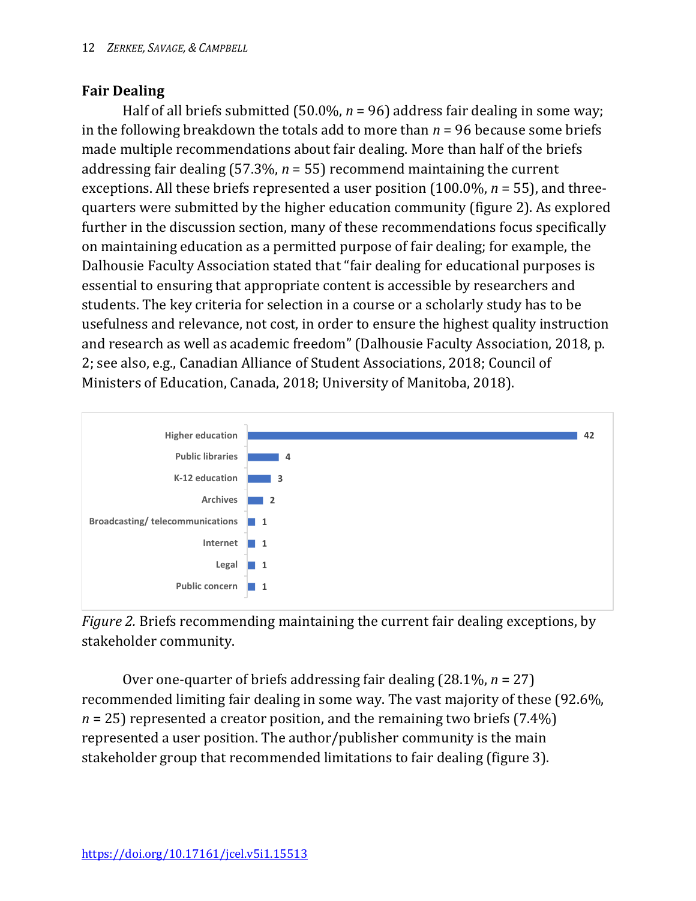## Fair Dealing

Half of all briefs submitted (50.0%, $n$ = 96) address fair dealing in some way; in the following breakdown the totals add to more than $n$ = 96 because some briefs made multiple recommendations about fair dealing. More than half of the briefs addressing fair dealing (57.3%, $n$ = 55) recommend maintaining the current exceptions. All these briefs represented a user position (100.0%, $n$ = 55), and three-quarters were submitted by the higher education community (figure 2). As explored further in the discussion section, many of these recommendations focus specifically on maintaining education as a permitted purpose of fair dealing; for example, the Dalhousie Faculty Association stated that "fair dealing for educational purposes is essential to ensuring that appropriate content is accessible by researchers and students. The key criteria for selection in a course or a scholarly study has to be usefulness and relevance, not cost, in order to ensure the highest quality instruction and research as well as academic freedom" (Dalhousie Faculty Association, 2018, p. 2; see also, e.g., Canadian Alliance of Student Associations, 2018; Council of Ministers of Education, Canada, 2018; University of Manitoba, 2018).

| Stakeholder community | Briefs |
|---|---|
| Higher education | 42 |
| Public libraries | 4 |
| K-12 education | 3 |
| Archives | 2 |
| Broadcasting/ telecommunications | 1 |
| Internet | 1 |
| Legal | 1 |
| Public concern | 1 |

*Figure 2.* Briefs recommending maintaining the current fair dealing exceptions, by stakeholder community.

Over one-quarter of briefs addressing fair dealing (28.1%, $n$ = 27) recommended limiting fair dealing in some way. The vast majority of these (92.6%, $n$ = 25) represented a creator position, and the remaining two briefs (7.4%) represented a user position. The author/publisher community is the main stakeholder group that recommended limitations to fair dealing (figure 3).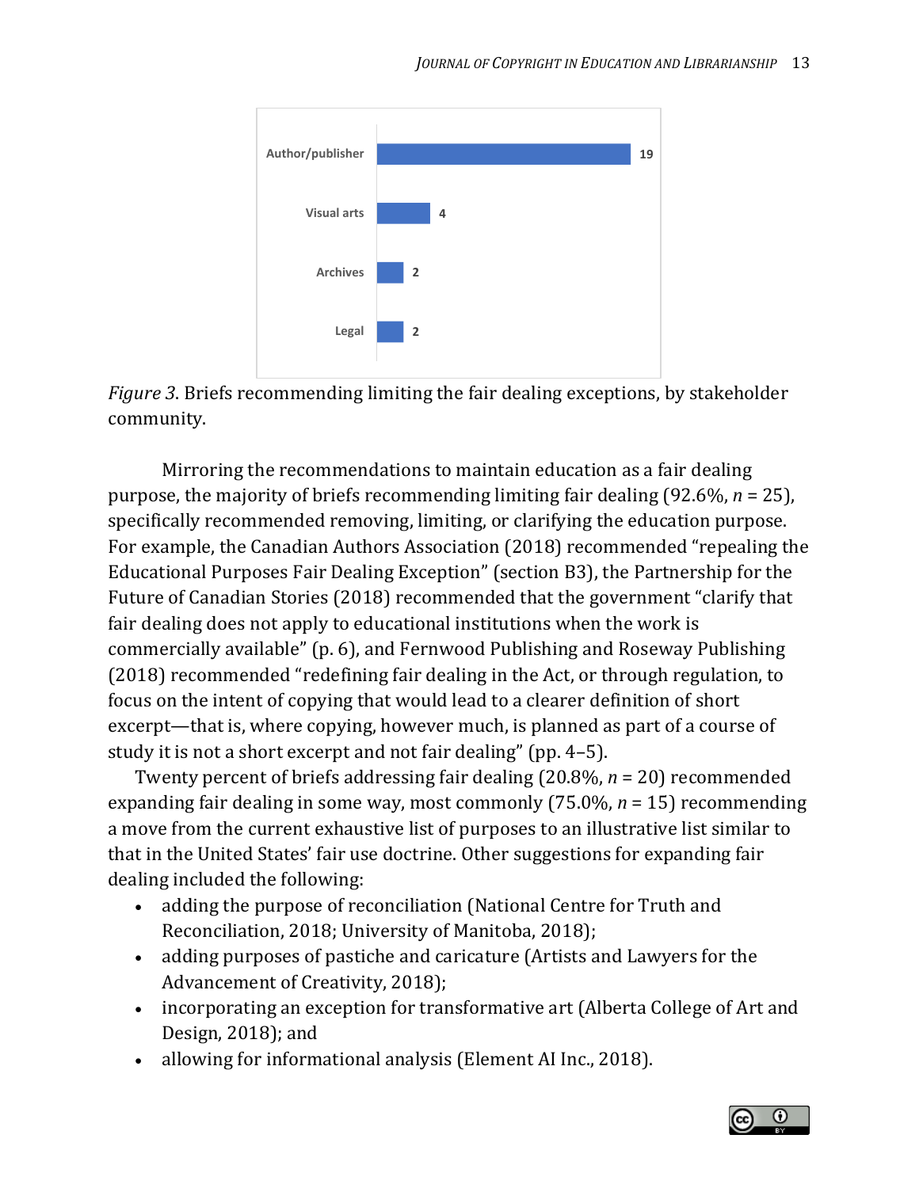| Stakeholder community | Briefs |
|---|---|
| Author/publisher | 19 |
| Visual arts | 4 |
| Archives | 2 |
| Legal | 2 |

*Figure 3.* Briefs recommending limiting the fair dealing exceptions, by stakeholder community.

Mirroring the recommendations to maintain education as a fair dealing purpose, the majority of briefs recommending limiting fair dealing (92.6%, *n* = 25), specifically recommended removing, limiting, or clarifying the education purpose. For example, the Canadian Authors Association (2018) recommended "repealing the Educational Purposes Fair Dealing Exception" (section B3), the Partnership for the Future of Canadian Stories (2018) recommended that the government "clarify that fair dealing does not apply to educational institutions when the work is commercially available" (p. 6), and Fernwood Publishing and Roseway Publishing (2018) recommended "redefining fair dealing in the Act, or through regulation, to focus on the intent of copying that would lead to a clearer definition of short excerpt—that is, where copying, however much, is planned as part of a course of study it is not a short excerpt and not fair dealing" (pp. 4–5).

Twenty percent of briefs addressing fair dealing (20.8%, *n* = 20) recommended expanding fair dealing in some way, most commonly (75.0%, *n* = 15) recommending a move from the current exhaustive list of purposes to an illustrative list similar to that in the United States' fair use doctrine. Other suggestions for expanding fair dealing included the following:

- adding the purpose of reconciliation (National Centre for Truth and Reconciliation, 2018; University of Manitoba, 2018);
- adding purposes of pastiche and caricature (Artists and Lawyers for the Advancement of Creativity, 2018);
- incorporating an exception for transformative art (Alberta College of Art and Design, 2018); and
- allowing for informational analysis (Element AI Inc., 2018).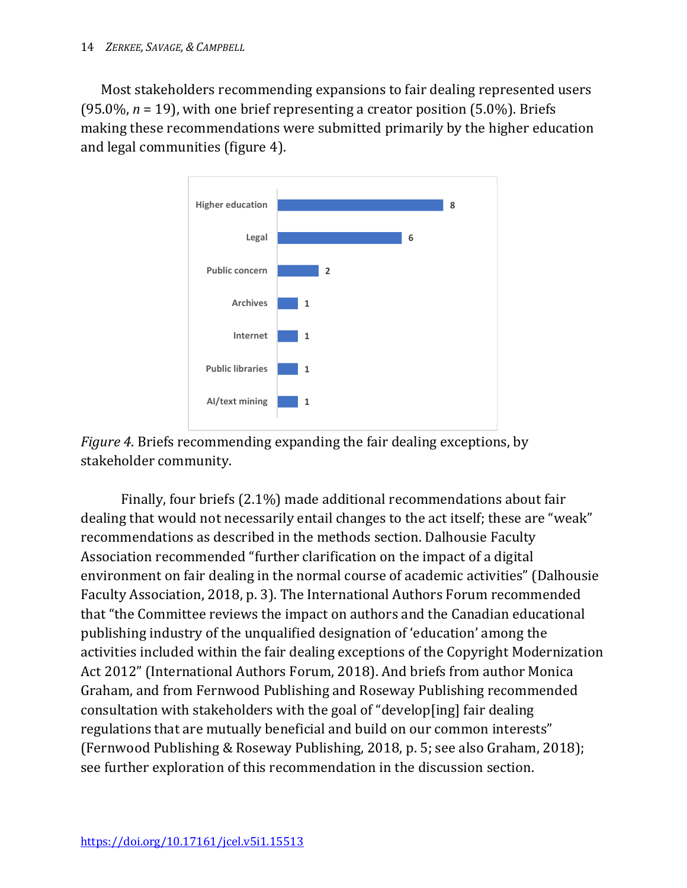Most stakeholders recommending expansions to fair dealing represented users (95.0%, *n* = 19), with one brief representing a creator position (5.0%). Briefs making these recommendations were submitted primarily by the higher education and legal communities (figure 4).

| Stakeholder community | Briefs |
| --- | --- |
| Higher education | 8 |
| Legal | 6 |
| Public concern | 2 |
| Archives | 1 |
| Internet | 1 |
| Public libraries | 1 |
| AI/text mining | 1 |

*Figure 4.* Briefs recommending expanding the fair dealing exceptions, by stakeholder community.

Finally, four briefs (2.1%) made additional recommendations about fair dealing that would not necessarily entail changes to the act itself; these are "weak" recommendations as described in the methods section. Dalhousie Faculty Association recommended "further clarification on the impact of a digital environment on fair dealing in the normal course of academic activities" (Dalhousie Faculty Association, 2018, p. 3). The International Authors Forum recommended that "the Committee reviews the impact on authors and the Canadian educational publishing industry of the unqualified designation of 'education' among the activities included within the fair dealing exceptions of the Copyright Modernization Act 2012" (International Authors Forum, 2018). And briefs from author Monica Graham, and from Fernwood Publishing and Roseway Publishing recommended consultation with stakeholders with the goal of "develop[ing] fair dealing regulations that are mutually beneficial and build on our common interests" (Fernwood Publishing & Roseway Publishing, 2018, p. 5; see also Graham, 2018); see further exploration of this recommendation in the discussion section.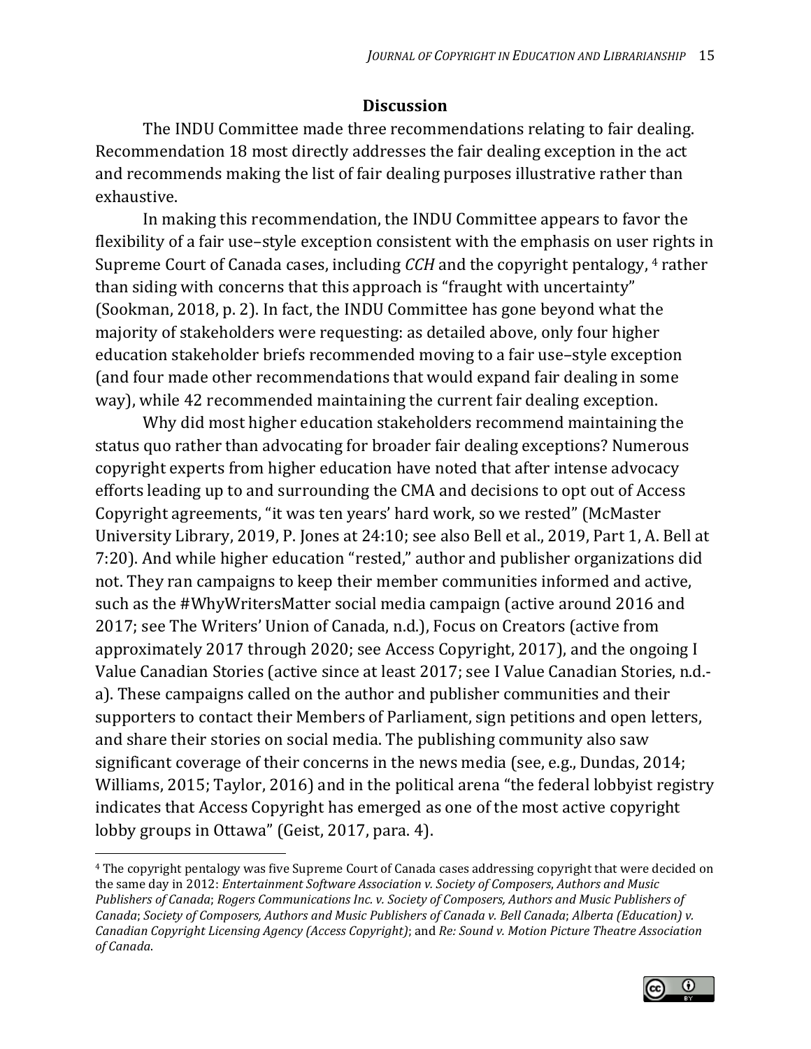## Discussion

The INDU Committee made three recommendations relating to fair dealing. Recommendation 18 most directly addresses the fair dealing exception in the act and recommends making the list of fair dealing purposes illustrative rather than exhaustive.

In making this recommendation, the INDU Committee appears to favor the flexibility of a fair use–style exception consistent with the emphasis on user rights in Supreme Court of Canada cases, including *CCH* and the copyright pentalogy, [4] rather than siding with concerns that this approach is "fraught with uncertainty" (Sookman, 2018, p. 2). In fact, the INDU Committee has gone beyond what the majority of stakeholders were requesting: as detailed above, only four higher education stakeholder briefs recommended moving to a fair use–style exception (and four made other recommendations that would expand fair dealing in some way), while 42 recommended maintaining the current fair dealing exception.

Why did most higher education stakeholders recommend maintaining the status quo rather than advocating for broader fair dealing exceptions? Numerous copyright experts from higher education have noted that after intense advocacy efforts leading up to and surrounding the CMA and decisions to opt out of Access Copyright agreements, "it was ten years' hard work, so we rested" (McMaster University Library, 2019, P. Jones at 24:10; see also Bell et al., 2019, Part 1, A. Bell at 7:20). And while higher education "rested," author and publisher organizations did not. They ran campaigns to keep their member communities informed and active, such as the #WhyWritersMatter social media campaign (active around 2016 and 2017; see The Writers' Union of Canada, n.d.), Focus on Creators (active from approximately 2017 through 2020; see Access Copyright, 2017), and the ongoing I Value Canadian Stories (active since at least 2017; see I Value Canadian Stories, n.d.-a). These campaigns called on the author and publisher communities and their supporters to contact their Members of Parliament, sign petitions and open letters, and share their stories on social media. The publishing community also saw significant coverage of their concerns in the news media (see, e.g., Dundas, 2014; Williams, 2015; Taylor, 2016) and in the political arena "the federal lobbyist registry indicates that Access Copyright has emerged as one of the most active copyright lobby groups in Ottawa" (Geist, 2017, para. 4).

[4] The copyright pentalogy was five Supreme Court of Canada cases addressing copyright that were decided on the same day in 2012: *Entertainment Software Association v. Society of Composers, Authors and Music Publishers of Canada*; *Rogers Communications Inc. v. Society of Composers, Authors and Music Publishers of Canada*; *Society of Composers, Authors and Music Publishers of Canada v. Bell Canada*; *Alberta (Education) v. Canadian Copyright Licensing Agency (Access Copyright)*; and *Re: Sound v. Motion Picture Theatre Association of Canada*.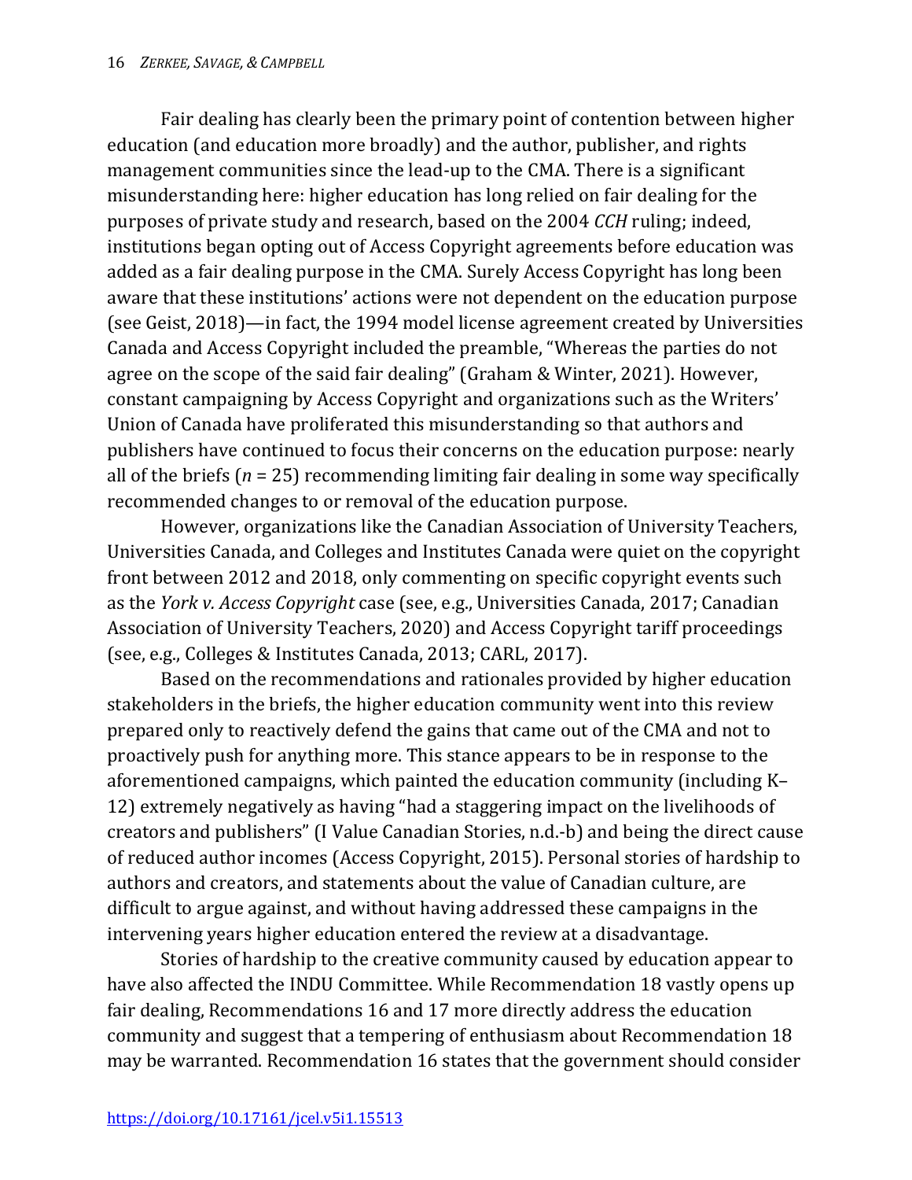Fair dealing has clearly been the primary point of contention between higher education (and education more broadly) and the author, publisher, and rights management communities since the lead-up to the CMA. There is a significant misunderstanding here: higher education has long relied on fair dealing for the purposes of private study and research, based on the 2004 *CCH* ruling; indeed, institutions began opting out of Access Copyright agreements before education was added as a fair dealing purpose in the CMA. Surely Access Copyright has long been aware that these institutions' actions were not dependent on the education purpose (see Geist, 2018)—in fact, the 1994 model license agreement created by Universities Canada and Access Copyright included the preamble, "Whereas the parties do not agree on the scope of the said fair dealing" (Graham & Winter, 2021). However, constant campaigning by Access Copyright and organizations such as the Writers' Union of Canada have proliferated this misunderstanding so that authors and publishers have continued to focus their concerns on the education purpose: nearly all of the briefs (*n* = 25) recommending limiting fair dealing in some way specifically recommended changes to or removal of the education purpose.

However, organizations like the Canadian Association of University Teachers, Universities Canada, and Colleges and Institutes Canada were quiet on the copyright front between 2012 and 2018, only commenting on specific copyright events such as the *York v. Access Copyright* case (see, e.g., Universities Canada, 2017; Canadian Association of University Teachers, 2020) and Access Copyright tariff proceedings (see, e.g., Colleges & Institutes Canada, 2013; CARL, 2017).

Based on the recommendations and rationales provided by higher education stakeholders in the briefs, the higher education community went into this review prepared only to reactively defend the gains that came out of the CMA and not to proactively push for anything more. This stance appears to be in response to the aforementioned campaigns, which painted the education community (including K–12) extremely negatively as having "had a staggering impact on the livelihoods of creators and publishers" (I Value Canadian Stories, n.d.-b) and being the direct cause of reduced author incomes (Access Copyright, 2015). Personal stories of hardship to authors and creators, and statements about the value of Canadian culture, are difficult to argue against, and without having addressed these campaigns in the intervening years higher education entered the review at a disadvantage.

Stories of hardship to the creative community caused by education appear to have also affected the INDU Committee. While Recommendation 18 vastly opens up fair dealing, Recommendations 16 and 17 more directly address the education community and suggest that a tempering of enthusiasm about Recommendation 18 may be warranted. Recommendation 16 states that the government should consider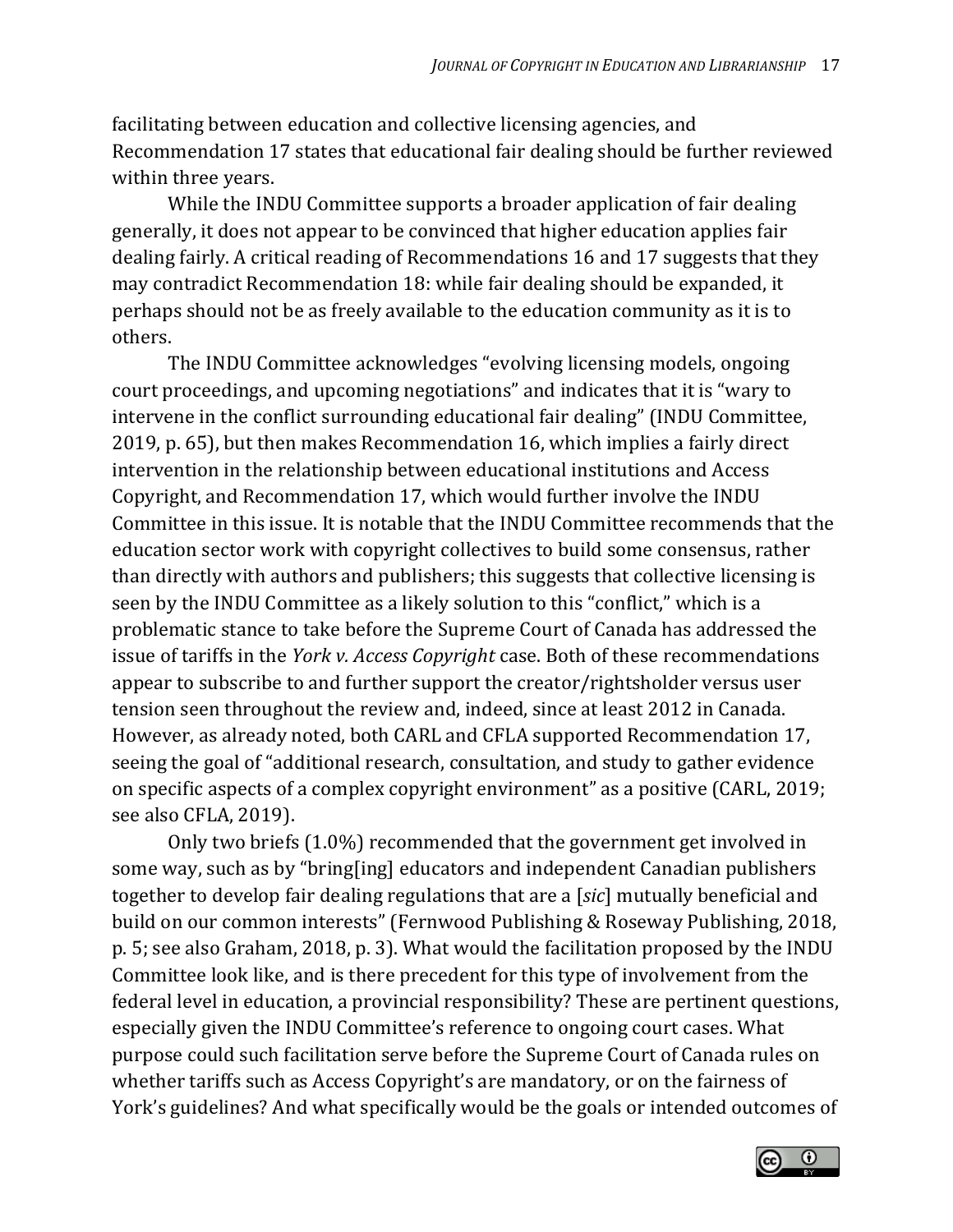facilitating between education and collective licensing agencies, and Recommendation 17 states that educational fair dealing should be further reviewed within three years.

While the INDU Committee supports a broader application of fair dealing generally, it does not appear to be convinced that higher education applies fair dealing fairly. A critical reading of Recommendations 16 and 17 suggests that they may contradict Recommendation 18: while fair dealing should be expanded, it perhaps should not be as freely available to the education community as it is to others.

The INDU Committee acknowledges "evolving licensing models, ongoing court proceedings, and upcoming negotiations" and indicates that it is "wary to intervene in the conflict surrounding educational fair dealing" (INDU Committee, 2019, p. 65), but then makes Recommendation 16, which implies a fairly direct intervention in the relationship between educational institutions and Access Copyright, and Recommendation 17, which would further involve the INDU Committee in this issue. It is notable that the INDU Committee recommends that the education sector work with copyright collectives to build some consensus, rather than directly with authors and publishers; this suggests that collective licensing is seen by the INDU Committee as a likely solution to this "conflict," which is a problematic stance to take before the Supreme Court of Canada has addressed the issue of tariffs in the *York v. Access Copyright* case. Both of these recommendations appear to subscribe to and further support the creator/rightsholder versus user tension seen throughout the review and, indeed, since at least 2012 in Canada. However, as already noted, both CARL and CFLA supported Recommendation 17, seeing the goal of "additional research, consultation, and study to gather evidence on specific aspects of a complex copyright environment" as a positive (CARL, 2019; see also CFLA, 2019).

Only two briefs (1.0%) recommended that the government get involved in some way, such as by "bring[ing] educators and independent Canadian publishers together to develop fair dealing regulations that are a [*sic*] mutually beneficial and build on our common interests" (Fernwood Publishing & Roseway Publishing, 2018, p. 5; see also Graham, 2018, p. 3). What would the facilitation proposed by the INDU Committee look like, and is there precedent for this type of involvement from the federal level in education, a provincial responsibility? These are pertinent questions, especially given the INDU Committee's reference to ongoing court cases. What purpose could such facilitation serve before the Supreme Court of Canada rules on whether tariffs such as Access Copyright's are mandatory, or on the fairness of York's guidelines? And what specifically would be the goals or intended outcomes of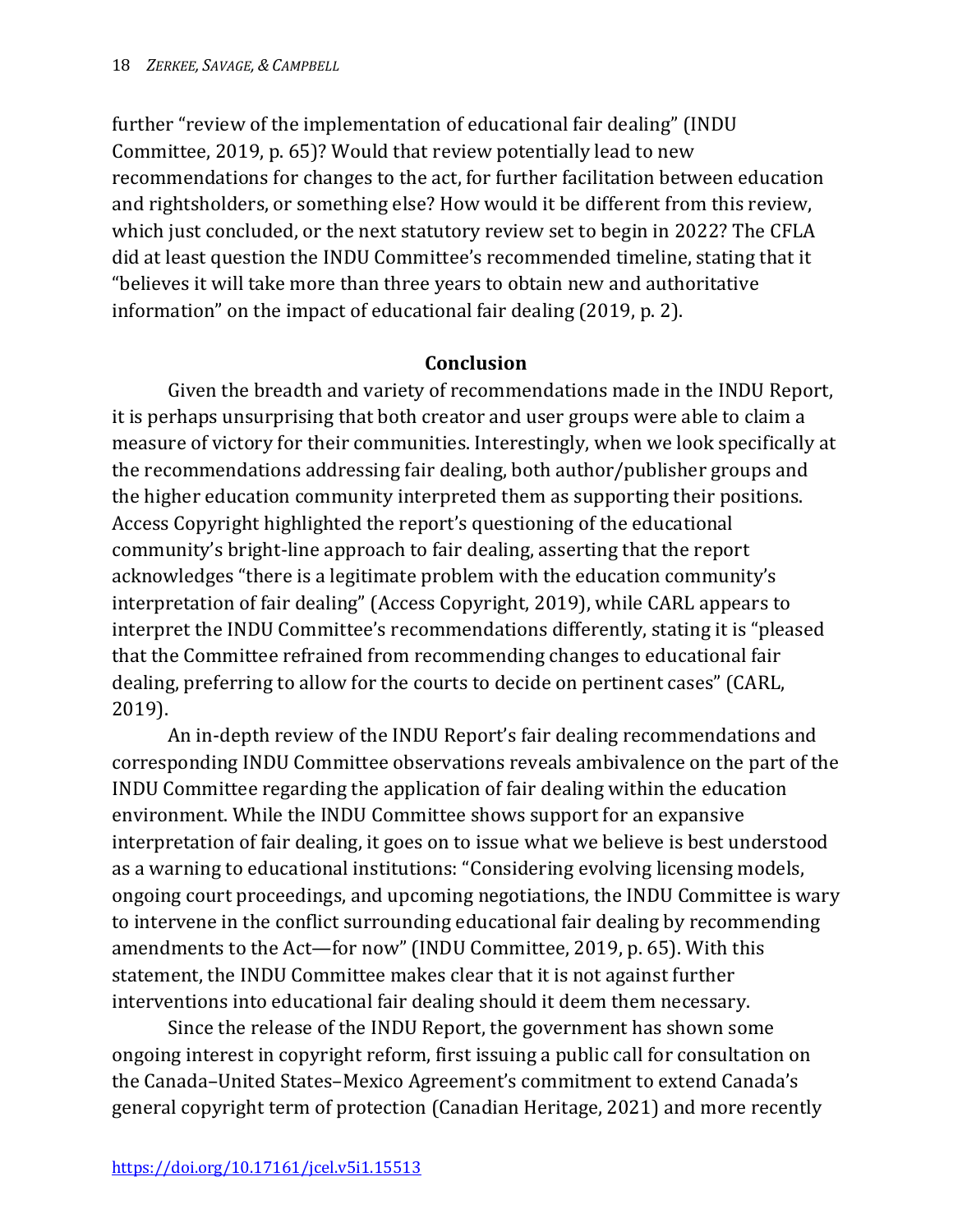further "review of the implementation of educational fair dealing" (INDU Committee, 2019, p. 65)? Would that review potentially lead to new recommendations for changes to the act, for further facilitation between education and rightsholders, or something else? How would it be different from this review, which just concluded, or the next statutory review set to begin in 2022? The CFLA did at least question the INDU Committee's recommended timeline, stating that it "believes it will take more than three years to obtain new and authoritative information" on the impact of educational fair dealing (2019, p. 2).

## Conclusion

Given the breadth and variety of recommendations made in the INDU Report, it is perhaps unsurprising that both creator and user groups were able to claim a measure of victory for their communities. Interestingly, when we look specifically at the recommendations addressing fair dealing, both author/publisher groups and the higher education community interpreted them as supporting their positions. Access Copyright highlighted the report's questioning of the educational community's bright-line approach to fair dealing, asserting that the report acknowledges "there is a legitimate problem with the education community's interpretation of fair dealing" (Access Copyright, 2019), while CARL appears to interpret the INDU Committee's recommendations differently, stating it is "pleased that the Committee refrained from recommending changes to educational fair dealing, preferring to allow for the courts to decide on pertinent cases" (CARL, 2019).

An in-depth review of the INDU Report's fair dealing recommendations and corresponding INDU Committee observations reveals ambivalence on the part of the INDU Committee regarding the application of fair dealing within the education environment. While the INDU Committee shows support for an expansive interpretation of fair dealing, it goes on to issue what we believe is best understood as a warning to educational institutions: "Considering evolving licensing models, ongoing court proceedings, and upcoming negotiations, the INDU Committee is wary to intervene in the conflict surrounding educational fair dealing by recommending amendments to the Act—for now" (INDU Committee, 2019, p. 65). With this statement, the INDU Committee makes clear that it is not against further interventions into educational fair dealing should it deem them necessary.

Since the release of the INDU Report, the government has shown some ongoing interest in copyright reform, first issuing a public call for consultation on the Canada–United States–Mexico Agreement's commitment to extend Canada's general copyright term of protection (Canadian Heritage, 2021) and more recently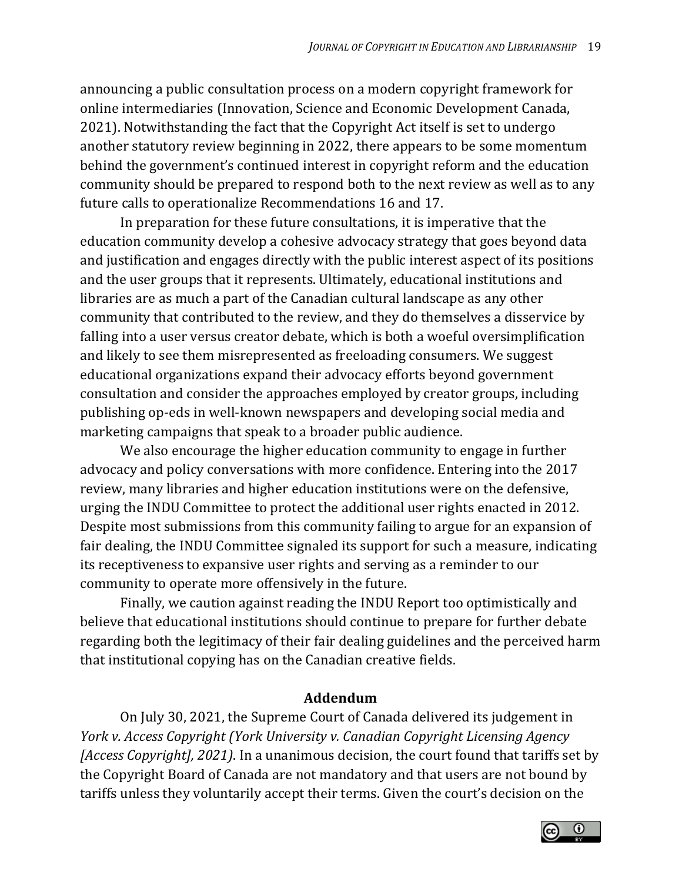announcing a public consultation process on a modern copyright framework for online intermediaries (Innovation, Science and Economic Development Canada, 2021). Notwithstanding the fact that the Copyright Act itself is set to undergo another statutory review beginning in 2022, there appears to be some momentum behind the government's continued interest in copyright reform and the education community should be prepared to respond both to the next review as well as to any future calls to operationalize Recommendations 16 and 17.

In preparation for these future consultations, it is imperative that the education community develop a cohesive advocacy strategy that goes beyond data and justification and engages directly with the public interest aspect of its positions and the user groups that it represents. Ultimately, educational institutions and libraries are as much a part of the Canadian cultural landscape as any other community that contributed to the review, and they do themselves a disservice by falling into a user versus creator debate, which is both a woeful oversimplification and likely to see them misrepresented as freeloading consumers. We suggest educational organizations expand their advocacy efforts beyond government consultation and consider the approaches employed by creator groups, including publishing op-eds in well-known newspapers and developing social media and marketing campaigns that speak to a broader public audience.

We also encourage the higher education community to engage in further advocacy and policy conversations with more confidence. Entering into the 2017 review, many libraries and higher education institutions were on the defensive, urging the INDU Committee to protect the additional user rights enacted in 2012. Despite most submissions from this community failing to argue for an expansion of fair dealing, the INDU Committee signaled its support for such a measure, indicating its receptiveness to expansive user rights and serving as a reminder to our community to operate more offensively in the future.

Finally, we caution against reading the INDU Report too optimistically and believe that educational institutions should continue to prepare for further debate regarding both the legitimacy of their fair dealing guidelines and the perceived harm that institutional copying has on the Canadian creative fields.

## Addendum

On July 30, 2021, the Supreme Court of Canada delivered its judgement in *York v. Access Copyright (York University v. Canadian Copyright Licensing Agency [Access Copyright], 2021)*. In a unanimous decision, the court found that tariffs set by the Copyright Board of Canada are not mandatory and that users are not bound by tariffs unless they voluntarily accept their terms. Given the court's decision on the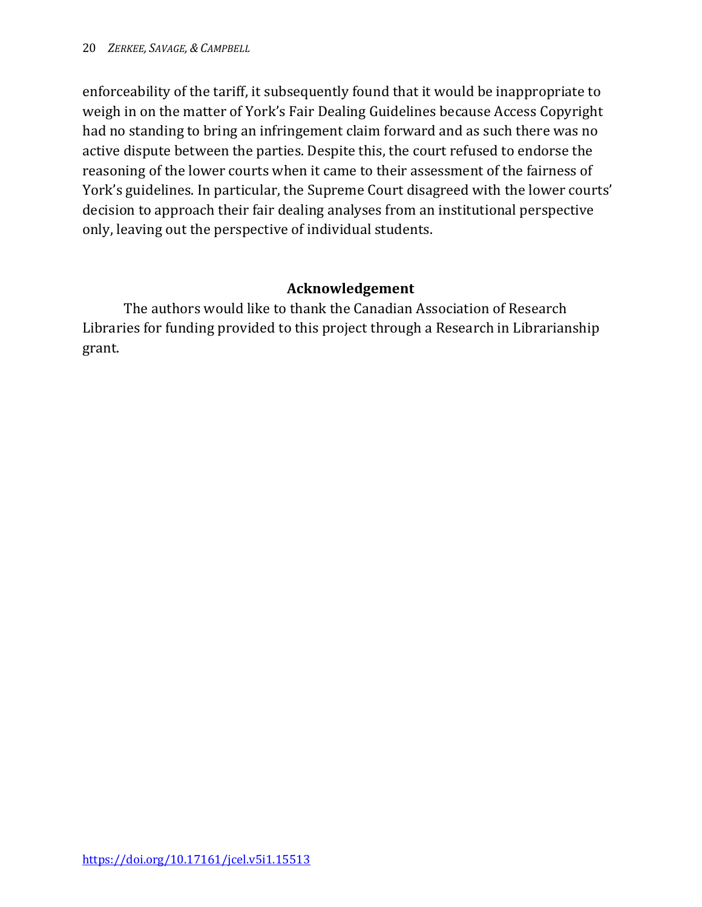enforceability of the tariff, it subsequently found that it would be inappropriate to weigh in on the matter of York's Fair Dealing Guidelines because Access Copyright had no standing to bring an infringement claim forward and as such there was no active dispute between the parties. Despite this, the court refused to endorse the reasoning of the lower courts when it came to their assessment of the fairness of York's guidelines. In particular, the Supreme Court disagreed with the lower courts' decision to approach their fair dealing analyses from an institutional perspective only, leaving out the perspective of individual students.

## Acknowledgement

The authors would like to thank the Canadian Association of Research Libraries for funding provided to this project through a Research in Librarianship grant.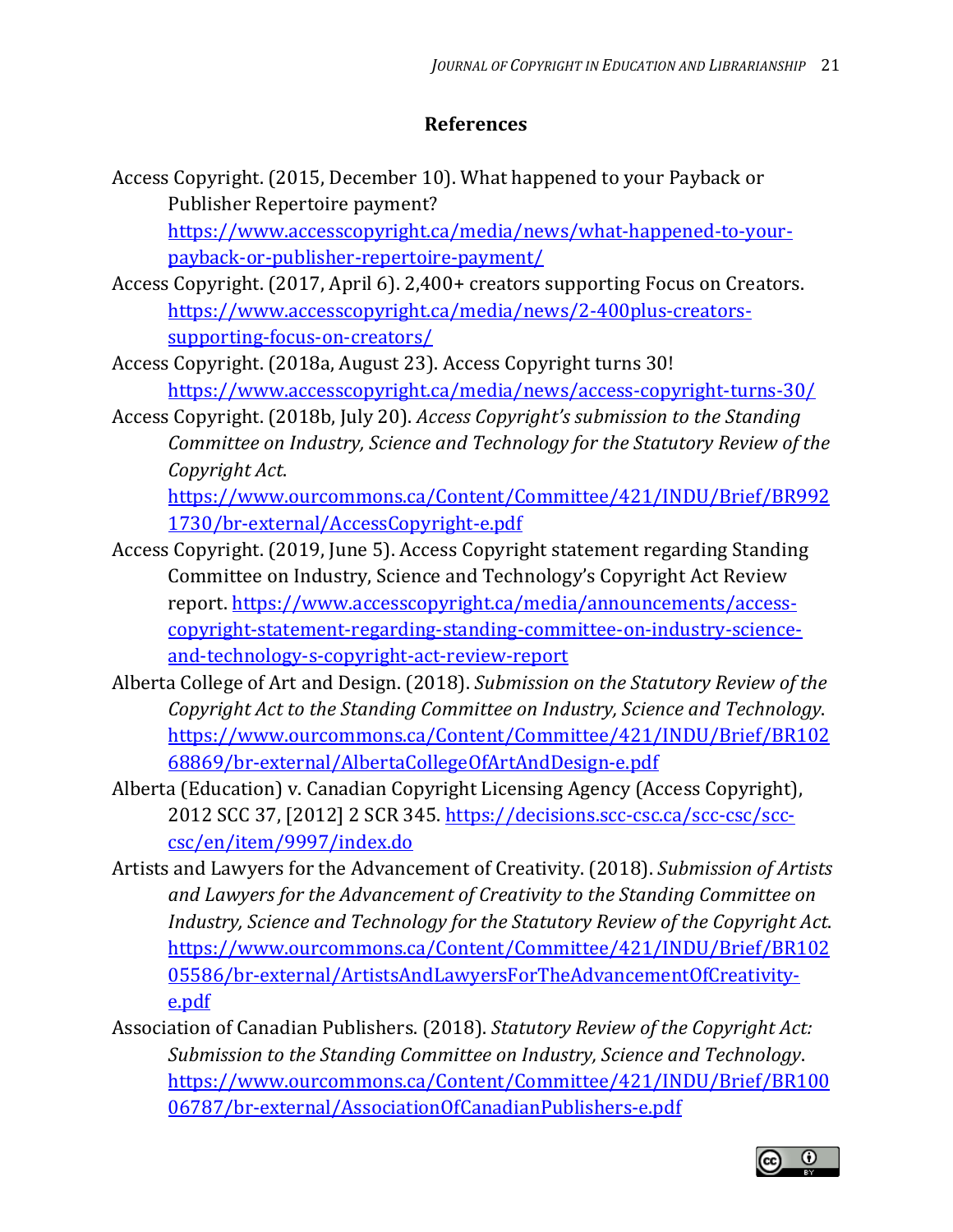## References

Access Copyright. (2015, December 10). What happened to your Payback or Publisher Repertoire payment? https://www.accesscopyright.ca/media/news/what-happened-to-your-payback-or-publisher-repertoire-payment/

Access Copyright. (2017, April 6). 2,400+ creators supporting Focus on Creators. https://www.accesscopyright.ca/media/news/2-400plus-creators-supporting-focus-on-creators/

Access Copyright. (2018a, August 23). Access Copyright turns 30! https://www.accesscopyright.ca/media/news/access-copyright-turns-30/

Access Copyright. (2018b, July 20). *Access Copyright's submission to the Standing Committee on Industry, Science and Technology for the Statutory Review of the Copyright Act*. https://www.ourcommons.ca/Content/Committee/421/INDU/Brief/BR9921730/br-external/AccessCopyright-e.pdf

Access Copyright. (2019, June 5). Access Copyright statement regarding Standing Committee on Industry, Science and Technology's Copyright Act Review report. https://www.accesscopyright.ca/media/announcements/access-copyright-statement-regarding-standing-committee-on-industry-science-and-technology-s-copyright-act-review-report

Alberta College of Art and Design. (2018). *Submission on the Statutory Review of the Copyright Act to the Standing Committee on Industry, Science and Technology*. https://www.ourcommons.ca/Content/Committee/421/INDU/Brief/BR10268869/br-external/AlbertaCollegeOfArtAndDesign-e.pdf

Alberta (Education) v. Canadian Copyright Licensing Agency (Access Copyright), 2012 SCC 37, [2012] 2 SCR 345. https://decisions.scc-csc.ca/scc-csc/scc-csc/en/item/9997/index.do

Artists and Lawyers for the Advancement of Creativity. (2018). *Submission of Artists and Lawyers for the Advancement of Creativity to the Standing Committee on Industry, Science and Technology for the Statutory Review of the Copyright Act*. https://www.ourcommons.ca/Content/Committee/421/INDU/Brief/BR10205586/br-external/ArtistsAndLawyersForTheAdvancementOfCreativity-e.pdf

Association of Canadian Publishers. (2018). *Statutory Review of the Copyright Act: Submission to the Standing Committee on Industry, Science and Technology*. https://www.ourcommons.ca/Content/Committee/421/INDU/Brief/BR10006787/br-external/AssociationOfCanadianPublishers-e.pdf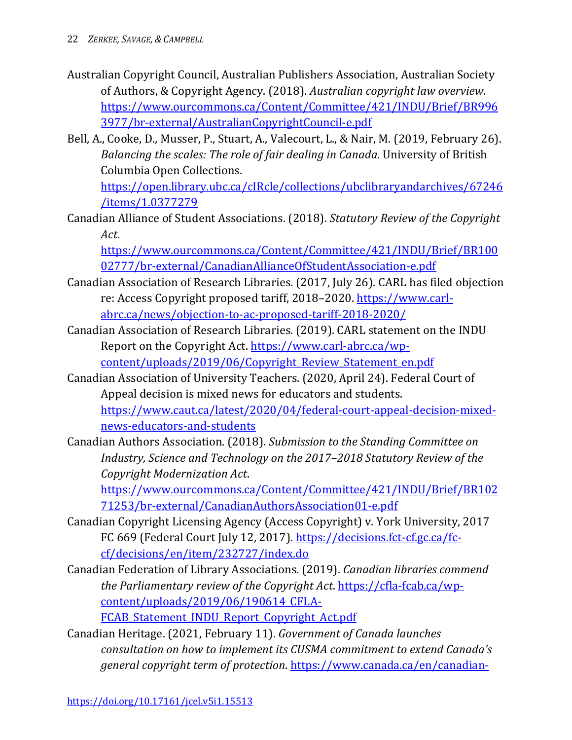Australian Copyright Council, Australian Publishers Association, Australian Society of Authors, & Copyright Agency. (2018). *Australian copyright law overview*. https://www.ourcommons.ca/Content/Committee/421/INDU/Brief/BR9963977/br-external/AustralianCopyrightCouncil-e.pdf

Bell, A., Cooke, D., Musser, P., Stuart, A., Valecourt, L., & Nair, M. (2019, February 26). *Balancing the scales: The role of fair dealing in Canada*. University of British Columbia Open Collections. https://open.library.ubc.ca/cIRcle/collections/ubclibraryandarchives/67246/items/1.0377279

Canadian Alliance of Student Associations. (2018). *Statutory Review of the Copyright Act*. https://www.ourcommons.ca/Content/Committee/421/INDU/Brief/BR10002777/br-external/CanadianAllianceOfStudentAssociation-e.pdf

Canadian Association of Research Libraries. (2017, July 26). CARL has filed objection re: Access Copyright proposed tariff, 2018–2020. https://www.carl-abrc.ca/news/objection-to-ac-proposed-tariff-2018-2020/

Canadian Association of Research Libraries. (2019). CARL statement on the INDU Report on the Copyright Act. https://www.carl-abrc.ca/wp-content/uploads/2019/06/Copyright_Review_Statement_en.pdf

Canadian Association of University Teachers. (2020, April 24). Federal Court of Appeal decision is mixed news for educators and students. https://www.caut.ca/latest/2020/04/federal-court-appeal-decision-mixed-news-educators-and-students

Canadian Authors Association. (2018). *Submission to the Standing Committee on Industry, Science and Technology on the 2017–2018 Statutory Review of the Copyright Modernization Act*. https://www.ourcommons.ca/Content/Committee/421/INDU/Brief/BR10271253/br-external/CanadianAuthorsAssociation01-e.pdf

Canadian Copyright Licensing Agency (Access Copyright) v. York University, 2017 FC 669 (Federal Court July 12, 2017). https://decisions.fct-cf.gc.ca/fc-cf/decisions/en/item/232727/index.do

Canadian Federation of Library Associations. (2019). *Canadian libraries commend the Parliamentary review of the Copyright Act*. https://cfla-fcab.ca/wp-content/uploads/2019/06/190614_CFLA-FCAB_Statement_INDU_Report_Copyright_Act.pdf

Canadian Heritage. (2021, February 11). *Government of Canada launches consultation on how to implement its CUSMA commitment to extend Canada's general copyright term of protection*. https://www.canada.ca/en/canadian-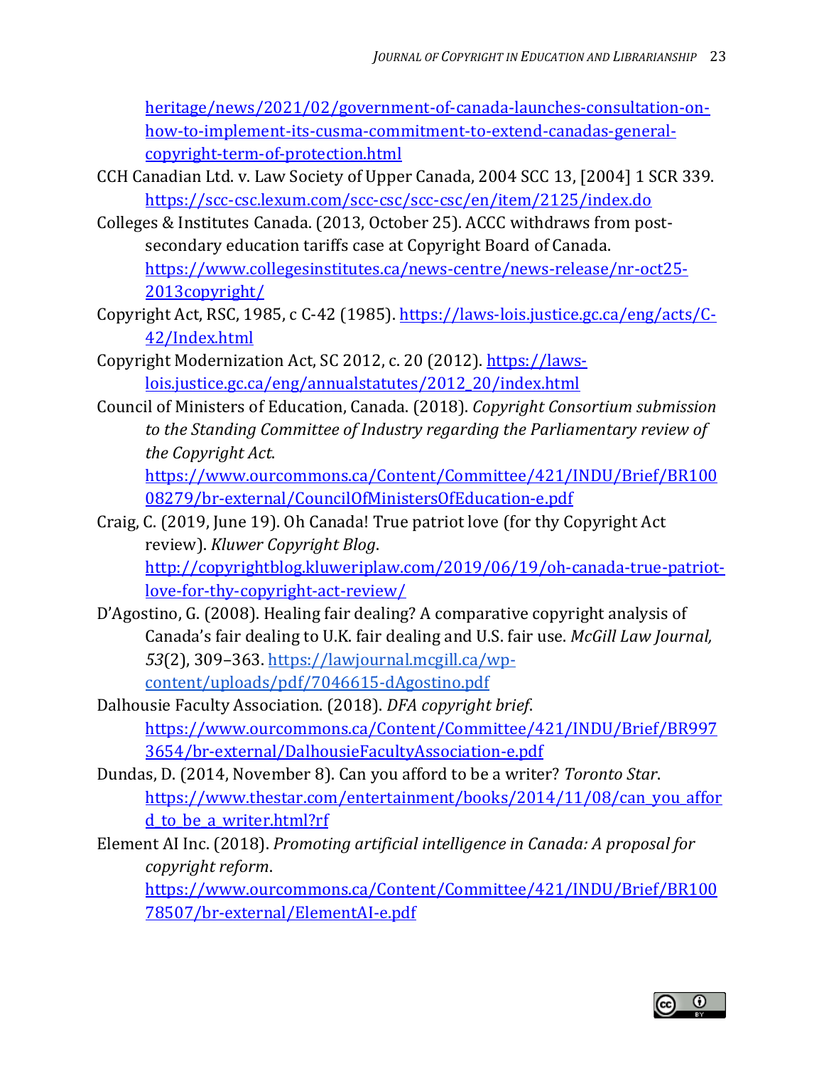heritage/news/2021/02/government-of-canada-launches-consultation-on-how-to-implement-its-cusma-commitment-to-extend-canadas-general-copyright-term-of-protection.html

CCH Canadian Ltd. v. Law Society of Upper Canada, 2004 SCC 13, [2004] 1 SCR 339. https://scc-csc.lexum.com/scc-csc/scc-csc/en/item/2125/index.do

Colleges & Institutes Canada. (2013, October 25). ACCC withdraws from post-secondary education tariffs case at Copyright Board of Canada. https://www.collegesinstitutes.ca/news-centre/news-release/nr-oct25-2013copyright/

Copyright Act, RSC, 1985, c C-42 (1985). https://laws-lois.justice.gc.ca/eng/acts/C-42/Index.html

Copyright Modernization Act, SC 2012, c. 20 (2012). https://laws-lois.justice.gc.ca/eng/annualstatutes/2012_20/index.html

Council of Ministers of Education, Canada. (2018). *Copyright Consortium submission to the Standing Committee of Industry regarding the Parliamentary review of the Copyright Act*. https://www.ourcommons.ca/Content/Committee/421/INDU/Brief/BR10008279/br-external/CouncilOfMinistersOfEducation-e.pdf

Craig, C. (2019, June 19). Oh Canada! True patriot love (for thy Copyright Act review). *Kluwer Copyright Blog*. http://copyrightblog.kluweriplaw.com/2019/06/19/oh-canada-true-patriot-love-for-thy-copyright-act-review/

D'Agostino, G. (2008). Healing fair dealing? A comparative copyright analysis of Canada's fair dealing to U.K. fair dealing and U.S. fair use. *McGill Law Journal, 53*(2), 309–363. https://lawjournal.mcgill.ca/wp-content/uploads/pdf/7046615-dAgostino.pdf

Dalhousie Faculty Association. (2018). *DFA copyright brief*. https://www.ourcommons.ca/Content/Committee/421/INDU/Brief/BR9973654/br-external/DalhousieFacultyAssociation-e.pdf

Dundas, D. (2014, November 8). Can you afford to be a writer? *Toronto Star*. https://www.thestar.com/entertainment/books/2014/11/08/can_you_afford_to_be_a_writer.html?rf

Element AI Inc. (2018). *Promoting artificial intelligence in Canada: A proposal for copyright reform*. https://www.ourcommons.ca/Content/Committee/421/INDU/Brief/BR10078507/br-external/ElementAI-e.pdf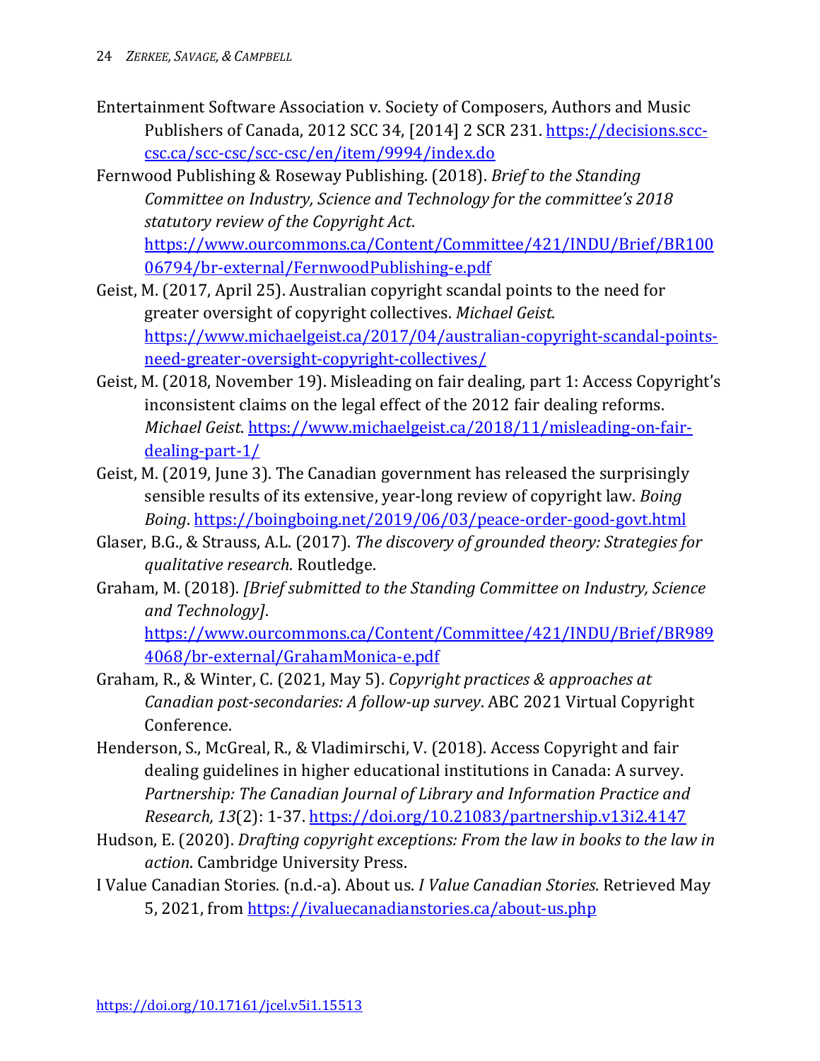Entertainment Software Association v. Society of Composers, Authors and Music Publishers of Canada, 2012 SCC 34, [2014] 2 SCR 231. https://decisions.scc-csc.ca/scc-csc/scc-csc/en/item/9994/index.do

Fernwood Publishing & Roseway Publishing. (2018). *Brief to the Standing Committee on Industry, Science and Technology for the committee's 2018 statutory review of the Copyright Act*. https://www.ourcommons.ca/Content/Committee/421/INDU/Brief/BR10006794/br-external/FernwoodPublishing-e.pdf

Geist, M. (2017, April 25). Australian copyright scandal points to the need for greater oversight of copyright collectives. *Michael Geist*. https://www.michaelgeist.ca/2017/04/australian-copyright-scandal-points-need-greater-oversight-copyright-collectives/

Geist, M. (2018, November 19). Misleading on fair dealing, part 1: Access Copyright's inconsistent claims on the legal effect of the 2012 fair dealing reforms. *Michael Geist*. https://www.michaelgeist.ca/2018/11/misleading-on-fair-dealing-part-1/

Geist, M. (2019, June 3). The Canadian government has released the surprisingly sensible results of its extensive, year-long review of copyright law. *Boing Boing*. https://boingboing.net/2019/06/03/peace-order-good-govt.html

Glaser, B.G., & Strauss, A.L. (2017). *The discovery of grounded theory: Strategies for qualitative research*. Routledge.

Graham, M. (2018). *[Brief submitted to the Standing Committee on Industry, Science and Technology]*. https://www.ourcommons.ca/Content/Committee/421/INDU/Brief/BR9894068/br-external/GrahamMonica-e.pdf

Graham, R., & Winter, C. (2021, May 5). *Copyright practices & approaches at Canadian post-secondaries: A follow-up survey*. ABC 2021 Virtual Copyright Conference.

Henderson, S., McGreal, R., & Vladimirschi, V. (2018). Access Copyright and fair dealing guidelines in higher educational institutions in Canada: A survey. *Partnership: The Canadian Journal of Library and Information Practice and Research, 13*(2): 1-37. https://doi.org/10.21083/partnership.v13i2.4147

Hudson, E. (2020). *Drafting copyright exceptions: From the law in books to the law in action*. Cambridge University Press.

I Value Canadian Stories. (n.d.-a). About us. *I Value Canadian Stories*. Retrieved May 5, 2021, from https://ivaluecanadianstories.ca/about-us.php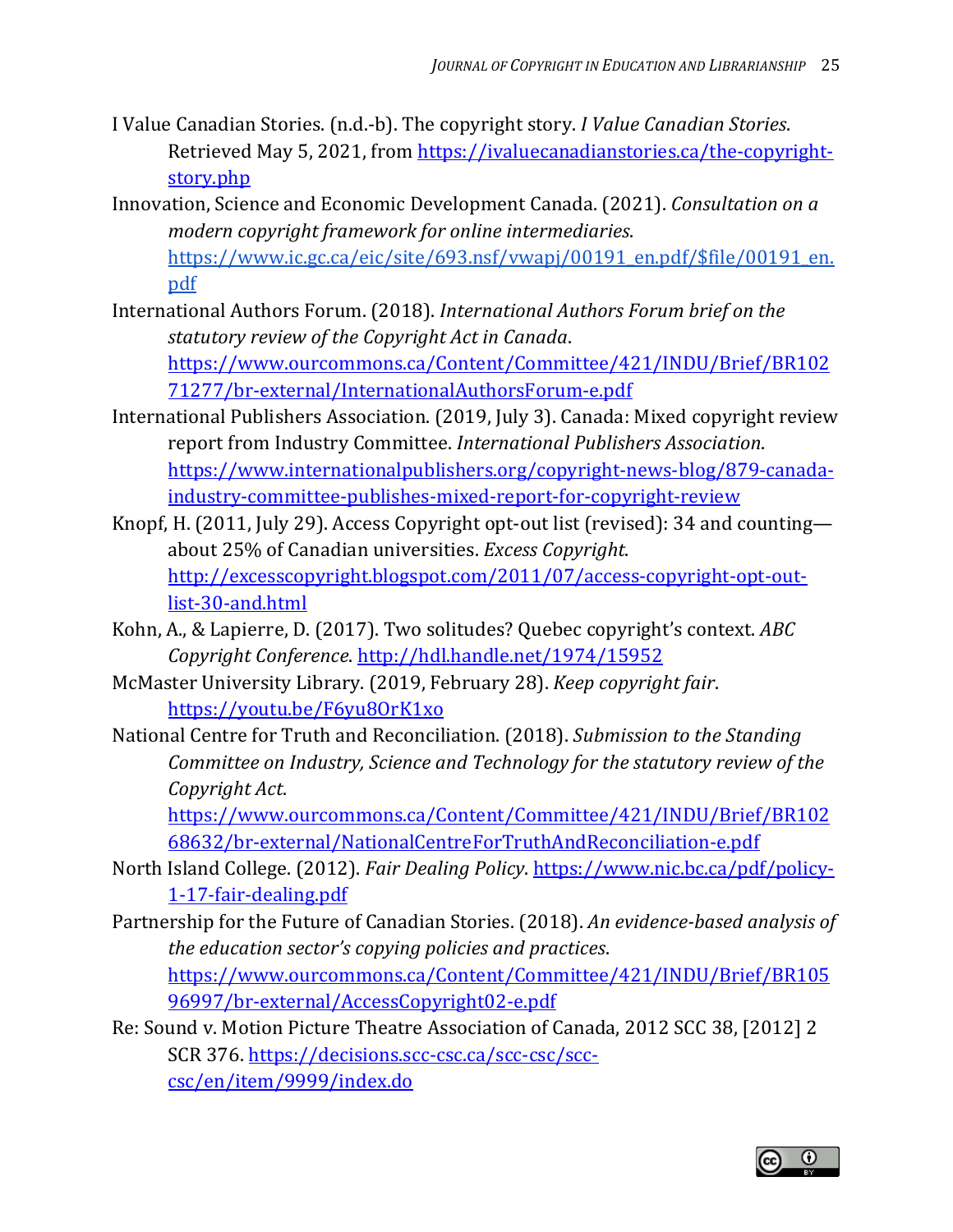I Value Canadian Stories. (n.d.-b). The copyright story. *I Value Canadian Stories*. Retrieved May 5, 2021, from https://ivaluecanadianstories.ca/the-copyright-story.php

Innovation, Science and Economic Development Canada. (2021). *Consultation on a modern copyright framework for online intermediaries*. https://www.ic.gc.ca/eic/site/693.nsf/vwapj/00191_en.pdf/$file/00191_en.pdf

International Authors Forum. (2018). *International Authors Forum brief on the statutory review of the Copyright Act in Canada*. https://www.ourcommons.ca/Content/Committee/421/INDU/Brief/BR10271277/br-external/InternationalAuthorsForum-e.pdf

International Publishers Association. (2019, July 3). Canada: Mixed copyright review report from Industry Committee. *International Publishers Association*. https://www.internationalpublishers.org/copyright-news-blog/879-canada-industry-committee-publishes-mixed-report-for-copyright-review

Knopf, H. (2011, July 29). Access Copyright opt-out list (revised): 34 and counting—about 25% of Canadian universities. *Excess Copyright*. http://excesscopyright.blogspot.com/2011/07/access-copyright-opt-out-list-30-and.html

Kohn, A., & Lapierre, D. (2017). Two solitudes? Quebec copyright's context. *ABC Copyright Conference*. http://hdl.handle.net/1974/15952

McMaster University Library. (2019, February 28). *Keep copyright fair*. https://youtu.be/F6yu8OrK1xo

National Centre for Truth and Reconciliation. (2018). *Submission to the Standing Committee on Industry, Science and Technology for the statutory review of the Copyright Act*. https://www.ourcommons.ca/Content/Committee/421/INDU/Brief/BR10268632/br-external/NationalCentreForTruthAndReconciliation-e.pdf

North Island College. (2012). *Fair Dealing Policy*. https://www.nic.bc.ca/pdf/policy-1-17-fair-dealing.pdf

Partnership for the Future of Canadian Stories. (2018). *An evidence-based analysis of the education sector's copying policies and practices*. https://www.ourcommons.ca/Content/Committee/421/INDU/Brief/BR10596997/br-external/AccessCopyright02-e.pdf

Re: Sound v. Motion Picture Theatre Association of Canada, 2012 SCC 38, [2012] 2 SCR 376. https://decisions.scc-csc.ca/scc-csc/scc-csc/en/item/9999/index.do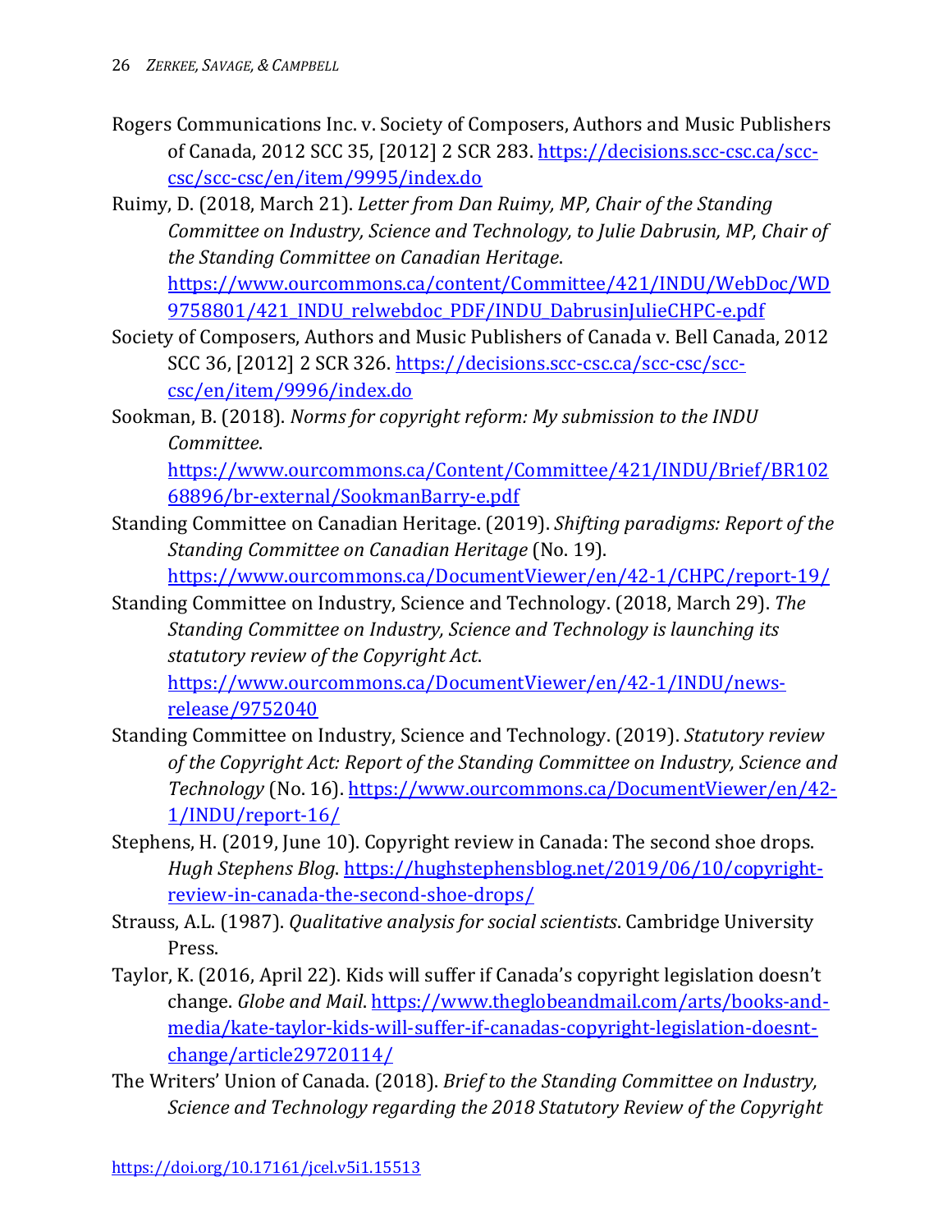Rogers Communications Inc. v. Society of Composers, Authors and Music Publishers of Canada, 2012 SCC 35, [2012] 2 SCR 283. https://decisions.scc-csc.ca/scc-csc/scc-csc/en/item/9995/index.do

Ruimy, D. (2018, March 21). *Letter from Dan Ruimy, MP, Chair of the Standing Committee on Industry, Science and Technology, to Julie Dabrusin, MP, Chair of the Standing Committee on Canadian Heritage*. https://www.ourcommons.ca/content/Committee/421/INDU/WebDoc/WD9758801/421_INDU_relwebdoc_PDF/INDU_DabrusinJulieCHPC-e.pdf

Society of Composers, Authors and Music Publishers of Canada v. Bell Canada, 2012 SCC 36, [2012] 2 SCR 326. https://decisions.scc-csc.ca/scc-csc/scc-csc/en/item/9996/index.do

Sookman, B. (2018). *Norms for copyright reform: My submission to the INDU Committee*. https://www.ourcommons.ca/Content/Committee/421/INDU/Brief/BR10268896/br-external/SookmanBarry-e.pdf

Standing Committee on Canadian Heritage. (2019). *Shifting paradigms: Report of the Standing Committee on Canadian Heritage* (No. 19). https://www.ourcommons.ca/DocumentViewer/en/42-1/CHPC/report-19/

Standing Committee on Industry, Science and Technology. (2018, March 29). *The Standing Committee on Industry, Science and Technology is launching its statutory review of the Copyright Act*. https://www.ourcommons.ca/DocumentViewer/en/42-1/INDU/news-release/9752040

Standing Committee on Industry, Science and Technology. (2019). *Statutory review of the Copyright Act: Report of the Standing Committee on Industry, Science and Technology* (No. 16). https://www.ourcommons.ca/DocumentViewer/en/42-1/INDU/report-16/

Stephens, H. (2019, June 10). Copyright review in Canada: The second shoe drops. *Hugh Stephens Blog*. https://hughstephensblog.net/2019/06/10/copyright-review-in-canada-the-second-shoe-drops/

Strauss, A.L. (1987). *Qualitative analysis for social scientists*. Cambridge University Press.

Taylor, K. (2016, April 22). Kids will suffer if Canada's copyright legislation doesn't change. *Globe and Mail*. https://www.theglobeandmail.com/arts/books-and-media/kate-taylor-kids-will-suffer-if-canadas-copyright-legislation-doesnt-change/article29720114/

The Writers' Union of Canada. (2018). *Brief to the Standing Committee on Industry, Science and Technology regarding the 2018 Statutory Review of the Copyright*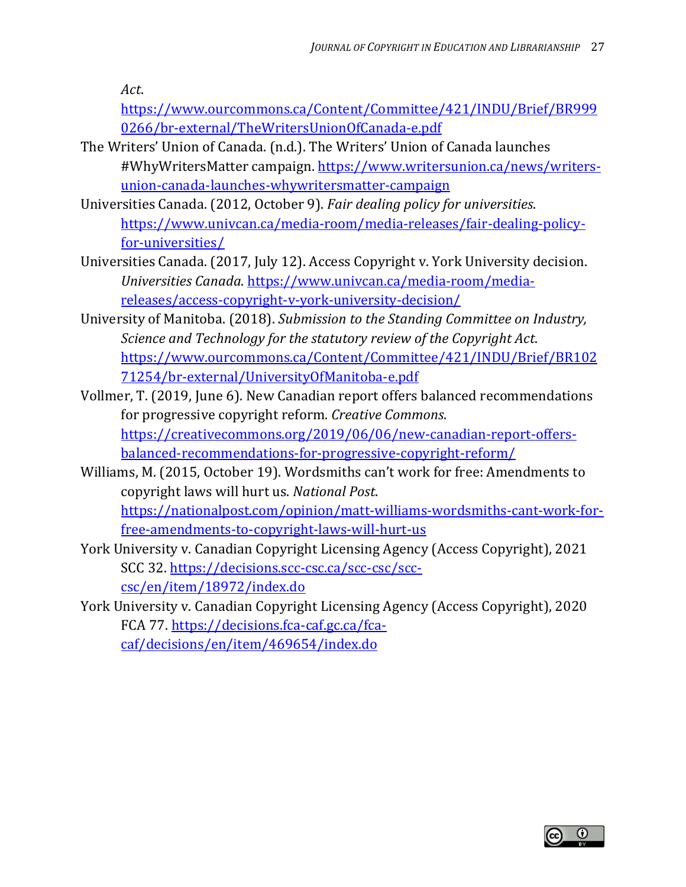*Act*. https://www.ourcommons.ca/Content/Committee/421/INDU/Brief/BR9990266/br-external/TheWritersUnionOfCanada-e.pdf

The Writers' Union of Canada. (n.d.). The Writers' Union of Canada launches #WhyWritersMatter campaign. https://www.writersunion.ca/news/writers-union-canada-launches-whywritersmatter-campaign

Universities Canada. (2012, October 9). *Fair dealing policy for universities*. https://www.univcan.ca/media-room/media-releases/fair-dealing-policy-for-universities/

Universities Canada. (2017, July 12). Access Copyright v. York University decision. *Universities Canada*. https://www.univcan.ca/media-room/media-releases/access-copyright-v-york-university-decision/

University of Manitoba. (2018). *Submission to the Standing Committee on Industry, Science and Technology for the statutory review of the Copyright Act*. https://www.ourcommons.ca/Content/Committee/421/INDU/Brief/BR10271254/br-external/UniversityOfManitoba-e.pdf

Vollmer, T. (2019, June 6). New Canadian report offers balanced recommendations for progressive copyright reform. *Creative Commons*. https://creativecommons.org/2019/06/06/new-canadian-report-offers-balanced-recommendations-for-progressive-copyright-reform/

Williams, M. (2015, October 19). Wordsmiths can't work for free: Amendments to copyright laws will hurt us. *National Post*. https://nationalpost.com/opinion/matt-williams-wordsmiths-cant-work-for-free-amendments-to-copyright-laws-will-hurt-us

York University v. Canadian Copyright Licensing Agency (Access Copyright), 2021 SCC 32. https://decisions.scc-csc.ca/scc-csc/scc-csc/en/item/18972/index.do

York University v. Canadian Copyright Licensing Agency (Access Copyright), 2020 FCA 77. https://decisions.fca-caf.gc.ca/fca-caf/decisions/en/item/469654/index.do